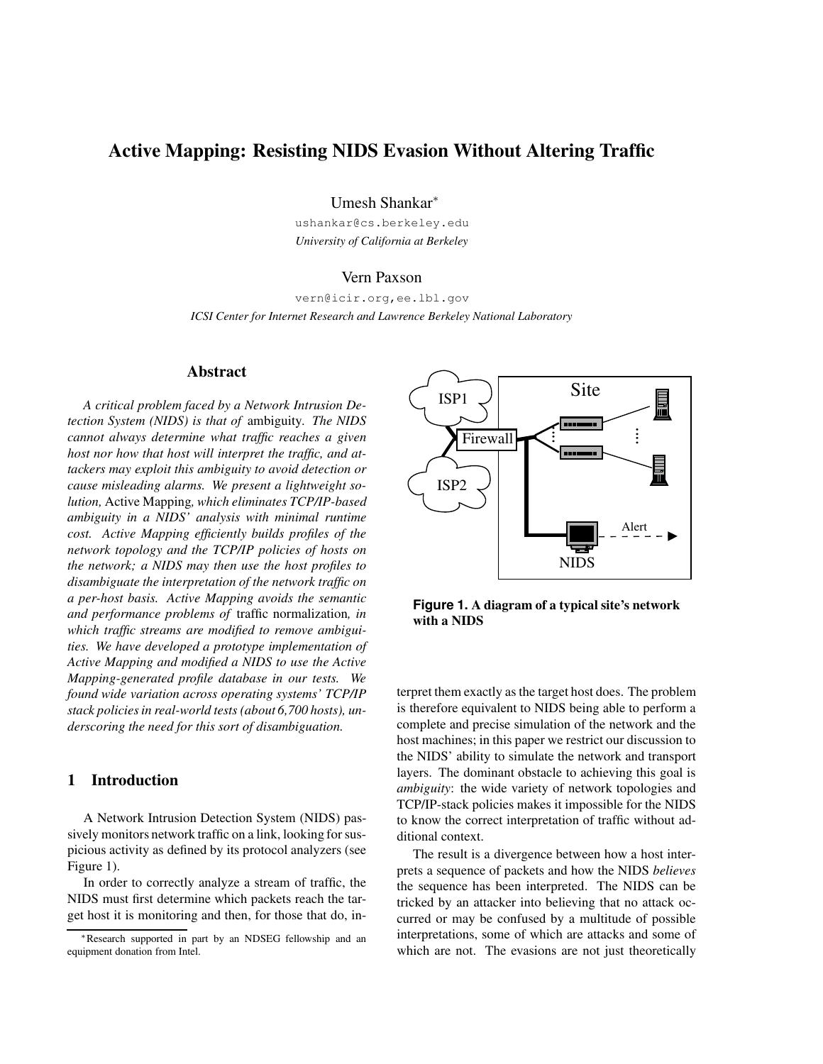# Active Mapping: Resisting NIDS Evasion Without Altering Traffic

Umesh Shankar[*]

ushankar@cs.berkeley.edu

*University of California at Berkeley*

Vern Paxson

vern@icir.org,ee.lbl.gov

*ICSI Center for Internet Research and Lawrence Berkeley National Laboratory*

## Abstract

*A critical problem faced by a Network Intrusion Detection System (NIDS) is that of* ambiguity*. The NIDS cannot always determine what traffic reaches a given host nor how that host will interpret the traffic, and attackers may exploit this ambiguity to avoid detection or cause misleading alarms. We present a lightweight solution,* Active Mapping*, which eliminates TCP/IP-based ambiguity in a NIDS' analysis with minimal runtime cost. Active Mapping efficiently builds profiles of the network topology and the TCP/IP policies of hosts on the network; a NIDS may then use the host profiles to disambiguate the interpretation of the network traffic on a per-host basis. Active Mapping avoids the semantic and performance problems of* traffic normalization*, in which traffic streams are modified to remove ambiguities. We have developed a prototype implementation of Active Mapping and modified a NIDS to use the Active Mapping-generated profile database in our tests. We found wide variation across operating systems' TCP/IP stack policies in real-world tests (about 6,700 hosts), underscoring the need for this sort of disambiguation.*

## 1 Introduction

A Network Intrusion Detection System (NIDS) passively monitors network traffic on a link, looking for suspicious activity as defined by its protocol analyzers (see Figure 1).

In order to correctly analyze a stream of traffic, the NIDS must first determine which packets reach the target host it is monitoring and then, for those that do, interpret them exactly as the target host does. The problem is therefore equivalent to NIDS being able to perform a complete and precise simulation of the network and the host machines; in this paper we restrict our discussion to the NIDS' ability to simulate the network and transport layers. The dominant obstacle to achieving this goal is *ambiguity*: the wide variety of network topologies and TCP/IP-stack policies makes it impossible for the NIDS to know the correct interpretation of traffic without additional context.

The result is a divergence between how a host interprets a sequence of packets and how the NIDS *believes* the sequence has been interpreted. The NIDS can be tricked by an attacker into believing that no attack occurred or may be confused by a multitude of possible interpretations, some of which are attacks and some of which are not. The evasions are not just theoretically

**Figure 1.** **A diagram of a typical site's network with a NIDS**

[*]Research supported in part by an NDSEG fellowship and an equipment donation from Intel.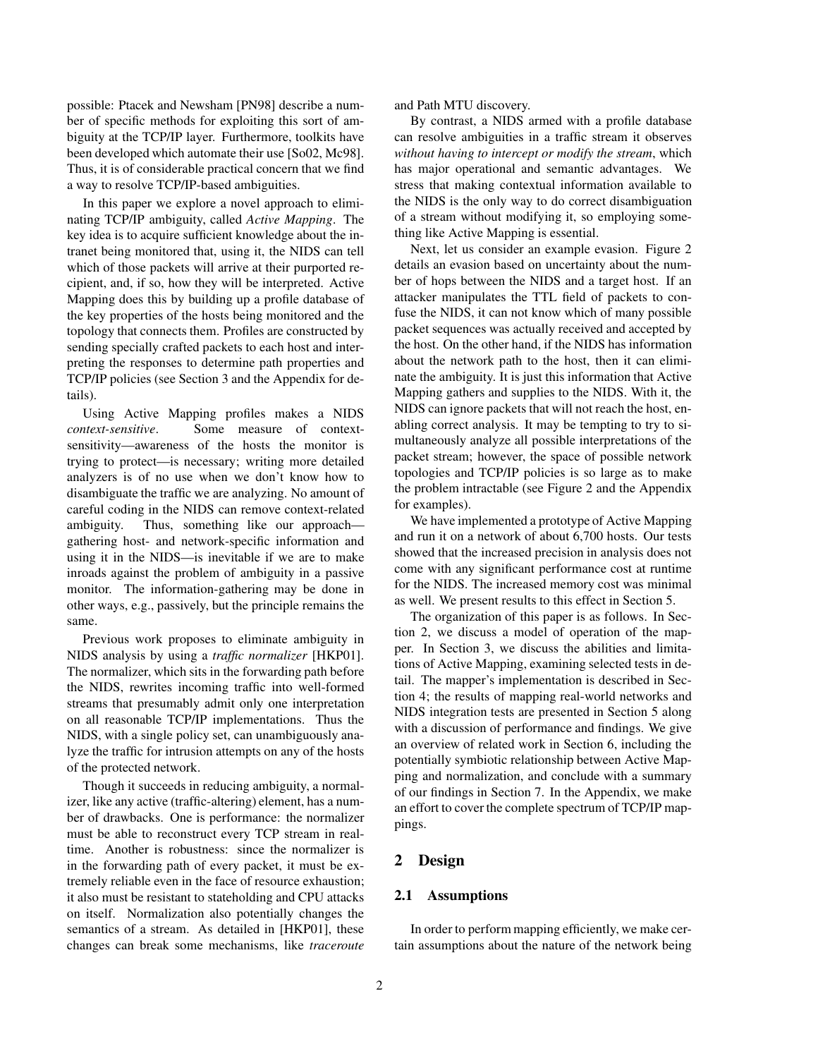possible: Ptacek and Newsham [PN98] describe a number of specific methods for exploiting this sort of ambiguity at the TCP/IP layer. Furthermore, toolkits have been developed which automate their use [So02, Mc98]. Thus, it is of considerable practical concern that we find a way to resolve TCP/IP-based ambiguities.

In this paper we explore a novel approach to eliminating TCP/IP ambiguity, called *Active Mapping*. The key idea is to acquire sufficient knowledge about the intranet being monitored that, using it, the NIDS can tell which of those packets will arrive at their purported recipient, and, if so, how they will be interpreted. Active Mapping does this by building up a profile database of the key properties of the hosts being monitored and the topology that connects them. Profiles are constructed by sending specially crafted packets to each host and interpreting the responses to determine path properties and TCP/IP policies (see Section 3 and the Appendix for details).

Using Active Mapping profiles makes a NIDS *context-sensitive*. Some measure of context-sensitivity—awareness of the hosts the monitor is trying to protect—is necessary; writing more detailed analyzers is of no use when we don't know how to disambiguate the traffic we are analyzing. No amount of careful coding in the NIDS can remove context-related ambiguity. Thus, something like our approach—gathering host- and network-specific information and using it in the NIDS—is inevitable if we are to make inroads against the problem of ambiguity in a passive monitor. The information-gathering may be done in other ways, e.g., passively, but the principle remains the same.

Previous work proposes to eliminate ambiguity in NIDS analysis by using a *traffic normalizer* [HKP01]. The normalizer, which sits in the forwarding path before the NIDS, rewrites incoming traffic into well-formed streams that presumably admit only one interpretation on all reasonable TCP/IP implementations. Thus the NIDS, with a single policy set, can unambiguously analyze the traffic for intrusion attempts on any of the hosts of the protected network.

Though it succeeds in reducing ambiguity, a normalizer, like any active (traffic-altering) element, has a number of drawbacks. One is performance: the normalizer must be able to reconstruct every TCP stream in real-time. Another is robustness: since the normalizer is in the forwarding path of every packet, it must be extremely reliable even in the face of resource exhaustion; it also must be resistant to stateholding and CPU attacks on itself. Normalization also potentially changes the semantics of a stream. As detailed in [HKP01], these changes can break some mechanisms, like *traceroute* and Path MTU discovery.

By contrast, a NIDS armed with a profile database can resolve ambiguities in a traffic stream it observes *without having to intercept or modify the stream*, which has major operational and semantic advantages. We stress that making contextual information available to the NIDS is the only way to do correct disambiguation of a stream without modifying it, so employing something like Active Mapping is essential.

Next, let us consider an example evasion. Figure 2 details an evasion based on uncertainty about the number of hops between the NIDS and a target host. If an attacker manipulates the TTL field of packets to confuse the NIDS, it can not know which of many possible packet sequences was actually received and accepted by the host. On the other hand, if the NIDS has information about the network path to the host, then it can eliminate the ambiguity. It is just this information that Active Mapping gathers and supplies to the NIDS. With it, the NIDS can ignore packets that will not reach the host, enabling correct analysis. It may be tempting to try to simultaneously analyze all possible interpretations of the packet stream; however, the space of possible network topologies and TCP/IP policies is so large as to make the problem intractable (see Figure 2 and the Appendix for examples).

We have implemented a prototype of Active Mapping and run it on a network of about 6,700 hosts. Our tests showed that the increased precision in analysis does not come with any significant performance cost at runtime for the NIDS. The increased memory cost was minimal as well. We present results to this effect in Section 5.

The organization of this paper is as follows. In Section 2, we discuss a model of operation of the mapper. In Section 3, we discuss the abilities and limitations of Active Mapping, examining selected tests in detail. The mapper's implementation is described in Section 4; the results of mapping real-world networks and NIDS integration tests are presented in Section 5 along with a discussion of performance and findings. We give an overview of related work in Section 6, including the potentially symbiotic relationship between Active Mapping and normalization, and conclude with a summary of our findings in Section 7. In the Appendix, we make an effort to cover the complete spectrum of TCP/IP mappings.

## 2 Design

### 2.1 Assumptions

In order to perform mapping efficiently, we make certain assumptions about the nature of the network being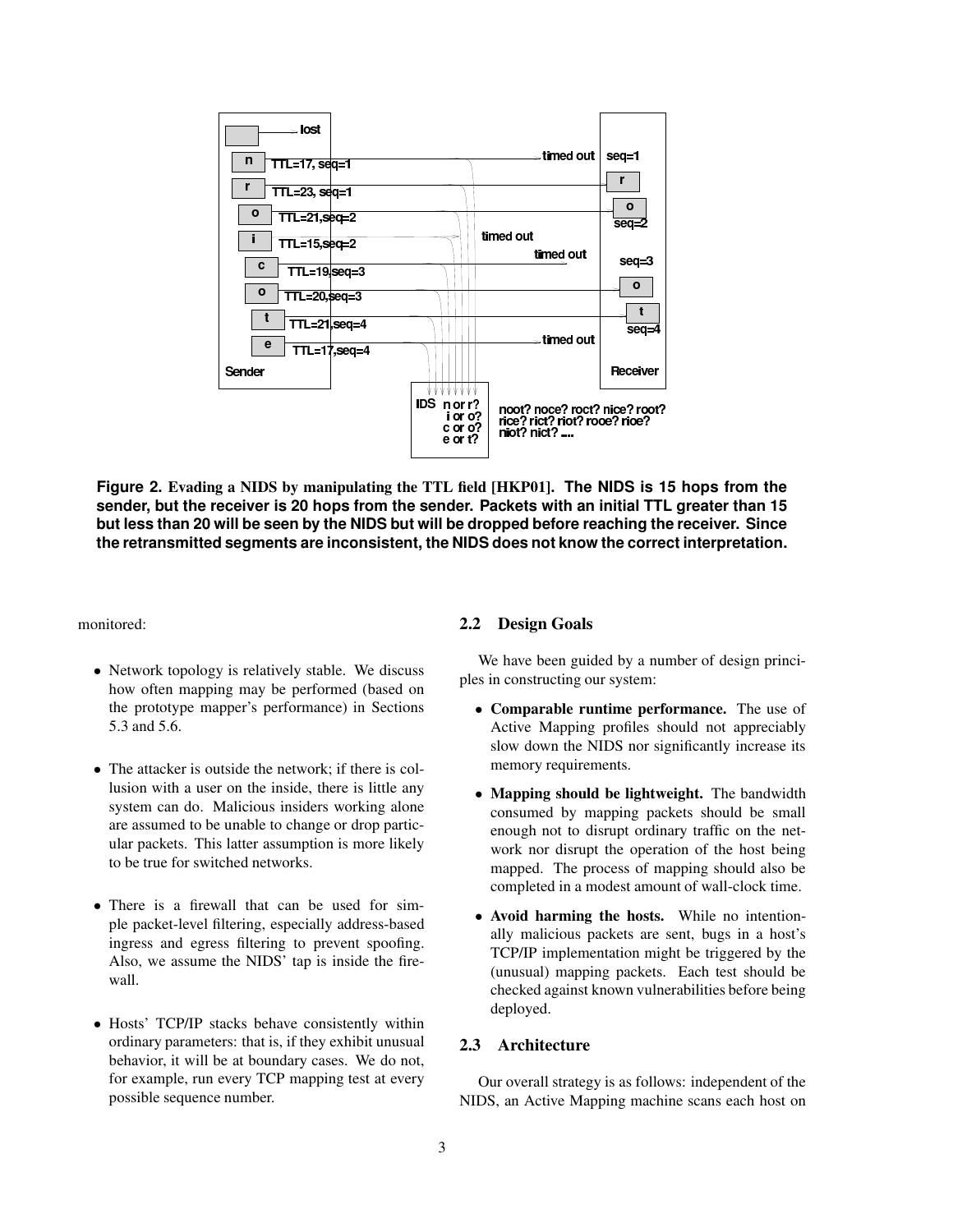**Figure 2.** Evading a NIDS by manipulating the TTL field [HKP01]. **The NIDS is 15 hops from the sender, but the receiver is 20 hops from the sender. Packets with an initial TTL greater than 15 but less than 20 will be seen by the NIDS but will be dropped before reaching the receiver. Since the retransmitted segments are inconsistent, the NIDS does not know the correct interpretation.**

monitored:

- Network topology is relatively stable. We discuss how often mapping may be performed (based on the prototype mapper's performance) in Sections 5.3 and 5.6.
- The attacker is outside the network; if there is collusion with a user on the inside, there is little any system can do. Malicious insiders working alone are assumed to be unable to change or drop particular packets. This latter assumption is more likely to be true for switched networks.
- There is a firewall that can be used for simple packet-level filtering, especially address-based ingress and egress filtering to prevent spoofing. Also, we assume the NIDS' tap is inside the firewall.
- Hosts' TCP/IP stacks behave consistently within ordinary parameters: that is, if they exhibit unusual behavior, it will be at boundary cases. We do not, for example, run every TCP mapping test at every possible sequence number.

## 2.2 Design Goals

We have been guided by a number of design principles in constructing our system:

- **Comparable runtime performance.** The use of Active Mapping profiles should not appreciably slow down the NIDS nor significantly increase its memory requirements.
- **Mapping should be lightweight.** The bandwidth consumed by mapping packets should be small enough not to disrupt ordinary traffic on the network nor disrupt the operation of the host being mapped. The process of mapping should also be completed in a modest amount of wall-clock time.
- **Avoid harming the hosts.** While no intentionally malicious packets are sent, bugs in a host's TCP/IP implementation might be triggered by the (unusual) mapping packets. Each test should be checked against known vulnerabilities before being deployed.

## 2.3 Architecture

Our overall strategy is as follows: independent of the NIDS, an Active Mapping machine scans each host on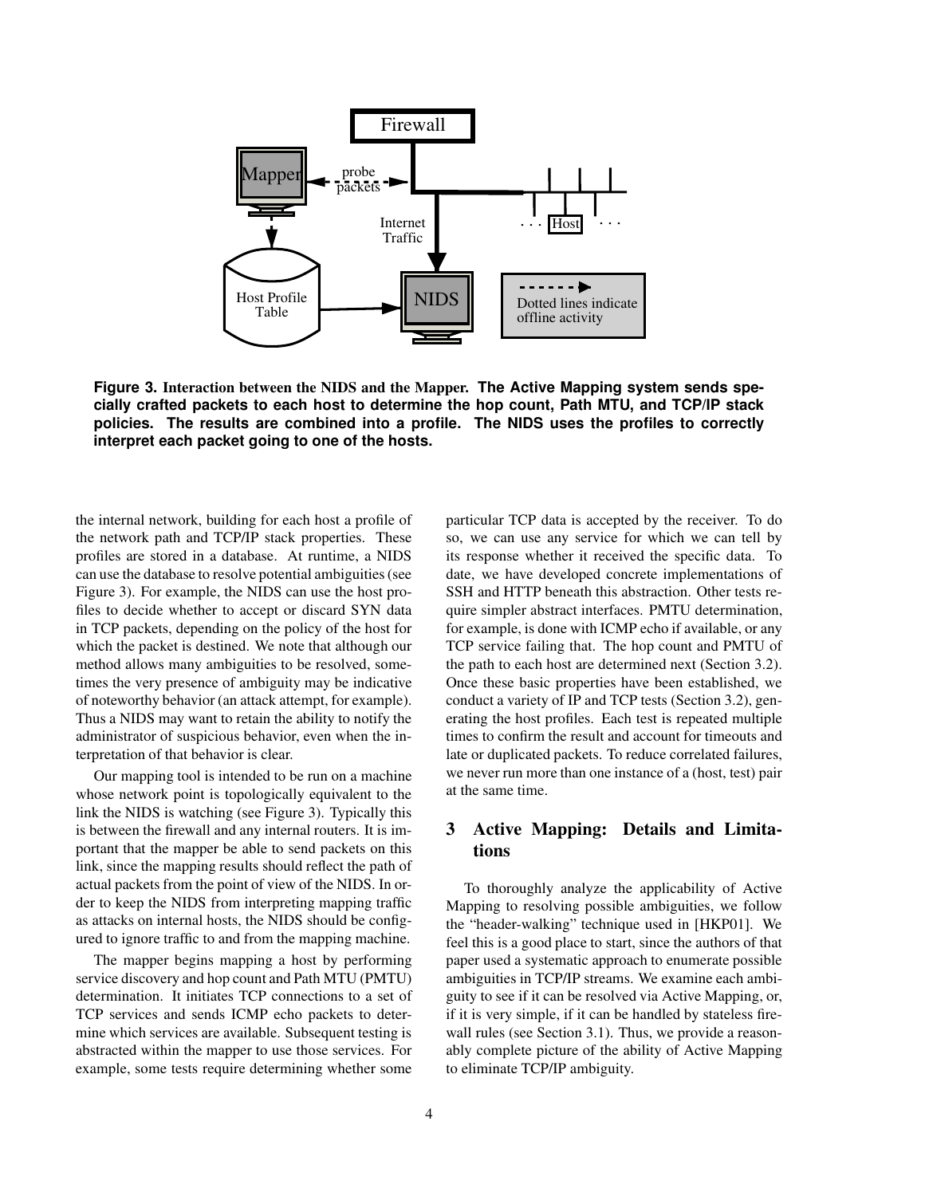**Figure 3. Interaction between the NIDS and the Mapper. The Active Mapping system sends specially crafted packets to each host to determine the hop count, Path MTU, and TCP/IP stack policies. The results are combined into a profile. The NIDS uses the profiles to correctly interpret each packet going to one of the hosts.**

the internal network, building for each host a profile of the network path and TCP/IP stack properties. These profiles are stored in a database. At runtime, a NIDS can use the database to resolve potential ambiguities (see Figure 3). For example, the NIDS can use the host profiles to decide whether to accept or discard SYN data in TCP packets, depending on the policy of the host for which the packet is destined. We note that although our method allows many ambiguities to be resolved, sometimes the very presence of ambiguity may be indicative of noteworthy behavior (an attack attempt, for example). Thus a NIDS may want to retain the ability to notify the administrator of suspicious behavior, even when the interpretation of that behavior is clear.

Our mapping tool is intended to be run on a machine whose network point is topologically equivalent to the link the NIDS is watching (see Figure 3). Typically this is between the firewall and any internal routers. It is important that the mapper be able to send packets on this link, since the mapping results should reflect the path of actual packets from the point of view of the NIDS. In order to keep the NIDS from interpreting mapping traffic as attacks on internal hosts, the NIDS should be configured to ignore traffic to and from the mapping machine.

The mapper begins mapping a host by performing service discovery and hop count and Path MTU (PMTU) determination. It initiates TCP connections to a set of TCP services and sends ICMP echo packets to determine which services are available. Subsequent testing is abstracted within the mapper to use those services. For example, some tests require determining whether some particular TCP data is accepted by the receiver. To do so, we can use any service for which we can tell by its response whether it received the specific data. To date, we have developed concrete implementations of SSH and HTTP beneath this abstraction. Other tests require simpler abstract interfaces. PMTU determination, for example, is done with ICMP echo if available, or any TCP service failing that. The hop count and PMTU of the path to each host are determined next (Section 3.2). Once these basic properties have been established, we conduct a variety of IP and TCP tests (Section 3.2), generating the host profiles. Each test is repeated multiple times to confirm the result and account for timeouts and late or duplicated packets. To reduce correlated failures, we never run more than one instance of a (host, test) pair at the same time.

## 3 Active Mapping: Details and Limitations

To thoroughly analyze the applicability of Active Mapping to resolving possible ambiguities, we follow the "header-walking" technique used in [HKP01]. We feel this is a good place to start, since the authors of that paper used a systematic approach to enumerate possible ambiguities in TCP/IP streams. We examine each ambiguity to see if it can be resolved via Active Mapping, or, if it is very simple, if it can be handled by stateless firewall rules (see Section 3.1). Thus, we provide a reasonably complete picture of the ability of Active Mapping to eliminate TCP/IP ambiguity.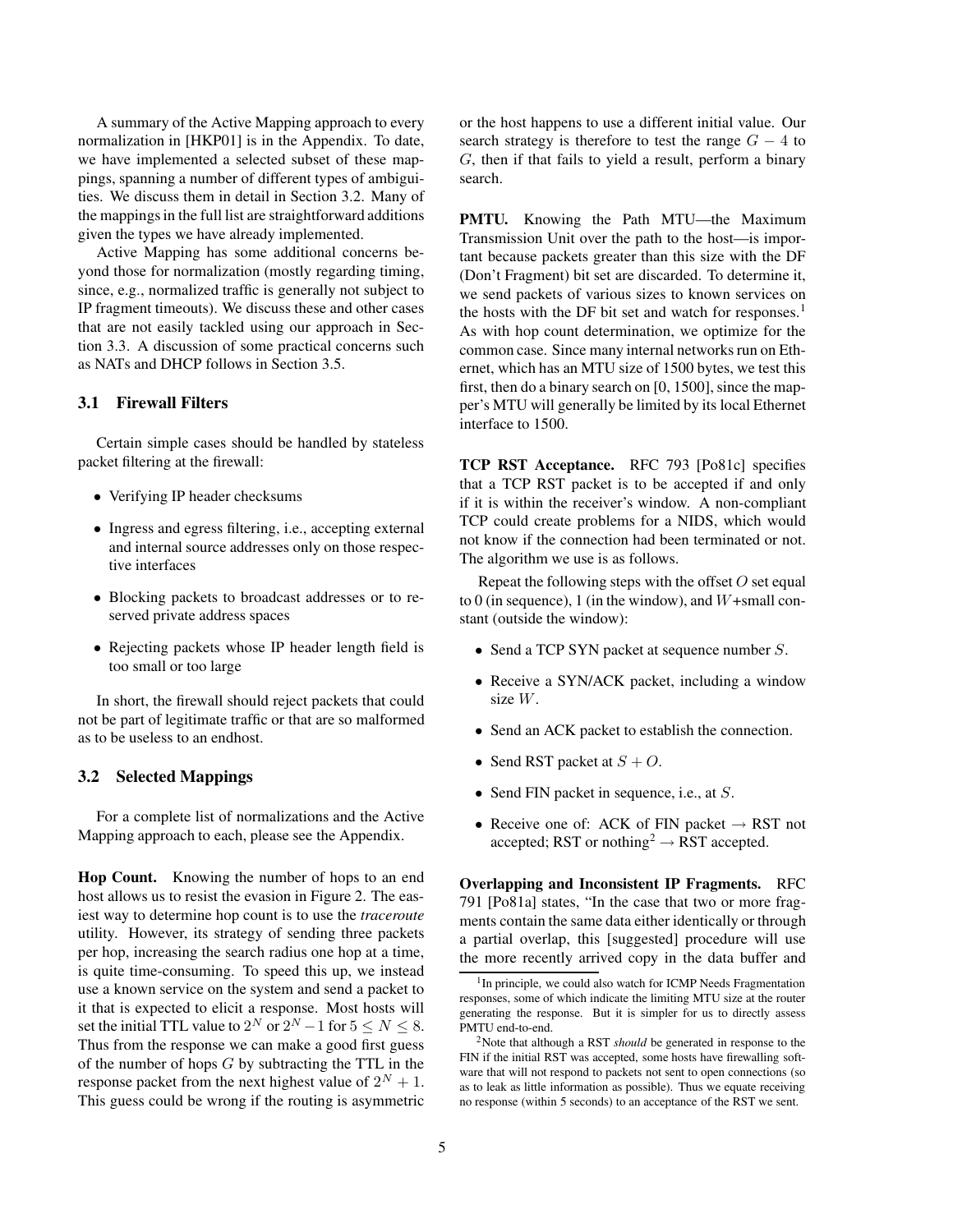A summary of the Active Mapping approach to every normalization in [HKP01] is in the Appendix. To date, we have implemented a selected subset of these mappings, spanning a number of different types of ambiguities. We discuss them in detail in Section 3.2. Many of the mappings in the full list are straightforward additions given the types we have already implemented.

Active Mapping has some additional concerns beyond those for normalization (mostly regarding timing, since, e.g., normalized traffic is generally not subject to IP fragment timeouts). We discuss these and other cases that are not easily tackled using our approach in Section 3.3. A discussion of some practical concerns such as NATs and DHCP follows in Section 3.5.

### 3.1 Firewall Filters

Certain simple cases should be handled by stateless packet filtering at the firewall:

- Verifying IP header checksums
- Ingress and egress filtering, i.e., accepting external and internal source addresses only on those respective interfaces
- Blocking packets to broadcast addresses or to reserved private address spaces
- Rejecting packets whose IP header length field is too small or too large

In short, the firewall should reject packets that could not be part of legitimate traffic or that are so malformed as to be useless to an endhost.

### 3.2 Selected Mappings

For a complete list of normalizations and the Active Mapping approach to each, please see the Appendix.

**Hop Count.** Knowing the number of hops to an end host allows us to resist the evasion in Figure 2. The easiest way to determine hop count is to use the *traceroute* utility. However, its strategy of sending three packets per hop, increasing the search radius one hop at a time, is quite time-consuming. To speed this up, we instead use a known service on the system and send a packet to it that is expected to elicit a response. Most hosts will set the initial TTL value to $2^N$ or $2^N - 1$ for $5 \leq N \leq 8$. Thus from the response we can make a good first guess of the number of hops $G$ by subtracting the TTL in the response packet from the next highest value of $2^N + 1$. This guess could be wrong if the routing is asymmetric or the host happens to use a different initial value. Our search strategy is therefore to test the range $G - 4$ to $G$, then if that fails to yield a result, perform a binary search.

**PMTU.** Knowing the Path MTU—the Maximum Transmission Unit over the path to the host—is important because packets greater than this size with the DF (Don't Fragment) bit set are discarded. To determine it, we send packets of various sizes to known services on the hosts with the DF bit set and watch for responses.[1] As with hop count determination, we optimize for the common case. Since many internal networks run on Ethernet, which has an MTU size of 1500 bytes, we test this first, then do a binary search on [0, 1500], since the mapper's MTU will generally be limited by its local Ethernet interface to 1500.

**TCP RST Acceptance.** RFC 793 [Po81c] specifies that a TCP RST packet is to be accepted if and only if it is within the receiver's window. A non-compliant TCP could create problems for a NIDS, which would not know if the connection had been terminated or not. The algorithm we use is as follows.

Repeat the following steps with the offset $O$ set equal to 0 (in sequence), 1 (in the window), and $W$+small constant (outside the window):

- Send a TCP SYN packet at sequence number $S$.
- Receive a SYN/ACK packet, including a window size $W$.
- Send an ACK packet to establish the connection.
- Send RST packet at $S + O$.
- Send FIN packet in sequence, i.e., at $S$.
- Receive one of: ACK of FIN packet → RST not accepted; RST or nothing[2] → RST accepted.

**Overlapping and Inconsistent IP Fragments.** RFC 791 [Po81a] states, "In the case that two or more fragments contain the same data either identically or through a partial overlap, this [suggested] procedure will use the more recently arrived copy in the data buffer and

[1] In principle, we could also watch for ICMP Needs Fragmentation responses, some of which indicate the limiting MTU size at the router generating the response. But it is simpler for us to directly assess PMTU end-to-end.

[2] Note that although a RST *should* be generated in response to the FIN if the initial RST was accepted, some hosts have firewalling software that will not respond to packets not sent to open connections (so as to leak as little information as possible). Thus we equate receiving no response (within 5 seconds) to an acceptance of the RST we sent.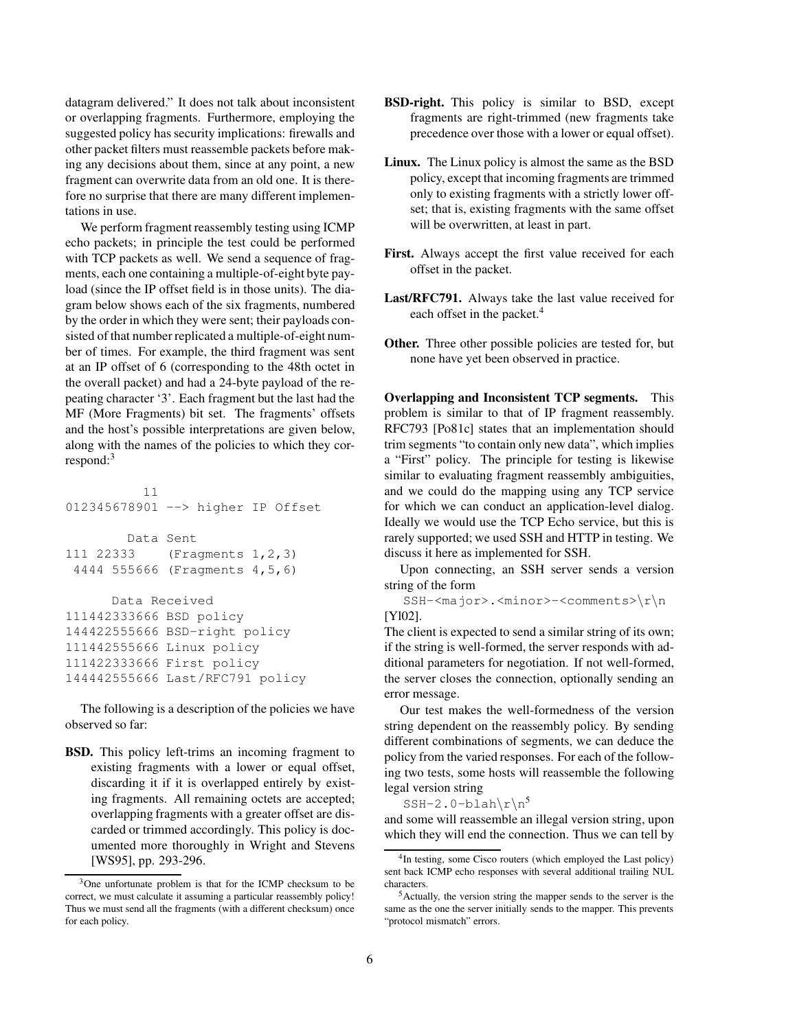datagram delivered." It does not talk about inconsistent or overlapping fragments. Furthermore, employing the suggested policy has security implications: firewalls and other packet filters must reassemble packets before making any decisions about them, since at any point, a new fragment can overwrite data from an old one. It is therefore no surprise that there are many different implementations in use.

We perform fragment reassembly testing using ICMP echo packets; in principle the test could be performed with TCP packets as well. We send a sequence of fragments, each one containing a multiple-of-eight byte payload (since the IP offset field is in those units). The diagram below shows each of the six fragments, numbered by the order in which they were sent; their payloads consisted of that number replicated a multiple-of-eight number of times. For example, the third fragment was sent at an IP offset of 6 (corresponding to the 48th octet in the overall packet) and had a 24-byte payload of the repeating character '3'. Each fragment but the last had the MF (More Fragments) bit set. The fragments' offsets and the host's possible interpretations are given below, along with the names of the policies to which they correspond:[3]

```
          11
012345678901 --> higher IP Offset

        Data Sent
111 22333    (Fragments 1,2,3)
 4444 555666 (Fragments 4,5,6)

      Data Received
111442333666 BSD policy
144422555666 BSD-right policy
111442555666 Linux policy
111422333666 First policy
144442555666 Last/RFC791 policy
```

The following is a description of the policies we have observed so far:

**BSD.** This policy left-trims an incoming fragment to existing fragments with a lower or equal offset, discarding it if it is overlapped entirely by existing fragments. All remaining octets are accepted; overlapping fragments with a greater offset are discarded or trimmed accordingly. This policy is documented more thoroughly in Wright and Stevens [WS95], pp. 293-296.

**BSD-right.** This policy is similar to BSD, except fragments are right-trimmed (new fragments take precedence over those with a lower or equal offset).

**Linux.** The Linux policy is almost the same as the BSD policy, except that incoming fragments are trimmed only to existing fragments with a strictly lower offset; that is, existing fragments with the same offset will be overwritten, at least in part.

**First.** Always accept the first value received for each offset in the packet.

**Last/RFC791.** Always take the last value received for each offset in the packet.[4]

**Other.** Three other possible policies are tested for, but none have yet been observed in practice.

**Overlapping and Inconsistent TCP segments.** This problem is similar to that of IP fragment reassembly. RFC793 [Po81c] states that an implementation should trim segments "to contain only new data", which implies a "First" policy. The principle for testing is likewise similar to evaluating fragment reassembly ambiguities, and we could do the mapping using any TCP service for which we can conduct an application-level dialog. Ideally we would use the TCP Echo service, but this is rarely supported; we used SSH and HTTP in testing. We discuss it here as implemented for SSH.

Upon connecting, an SSH server sends a version string of the form

`SSH-<major>.<minor>-<comments>\r\n` [Yl02].

The client is expected to send a similar string of its own; if the string is well-formed, the server responds with additional parameters for negotiation. If not well-formed, the server closes the connection, optionally sending an error message.

Our test makes the well-formedness of the version string dependent on the reassembly policy. By sending different combinations of segments, we can deduce the policy from the varied responses. For each of the following two tests, some hosts will reassemble the following legal version string

`SSH-2.0-blah\r\n`[5]

and some will reassemble an illegal version string, upon which they will end the connection. Thus we can tell by

---

[3] One unfortunate problem is that for the ICMP checksum to be correct, we must calculate it assuming a particular reassembly policy! Thus we must send all the fragments (with a different checksum) once for each policy.

[4] In testing, some Cisco routers (which employed the Last policy) sent back ICMP echo responses with several additional trailing NUL characters.

[5] Actually, the version string the mapper sends to the server is the same as the one the server initially sends to the mapper. This prevents "protocol mismatch" errors.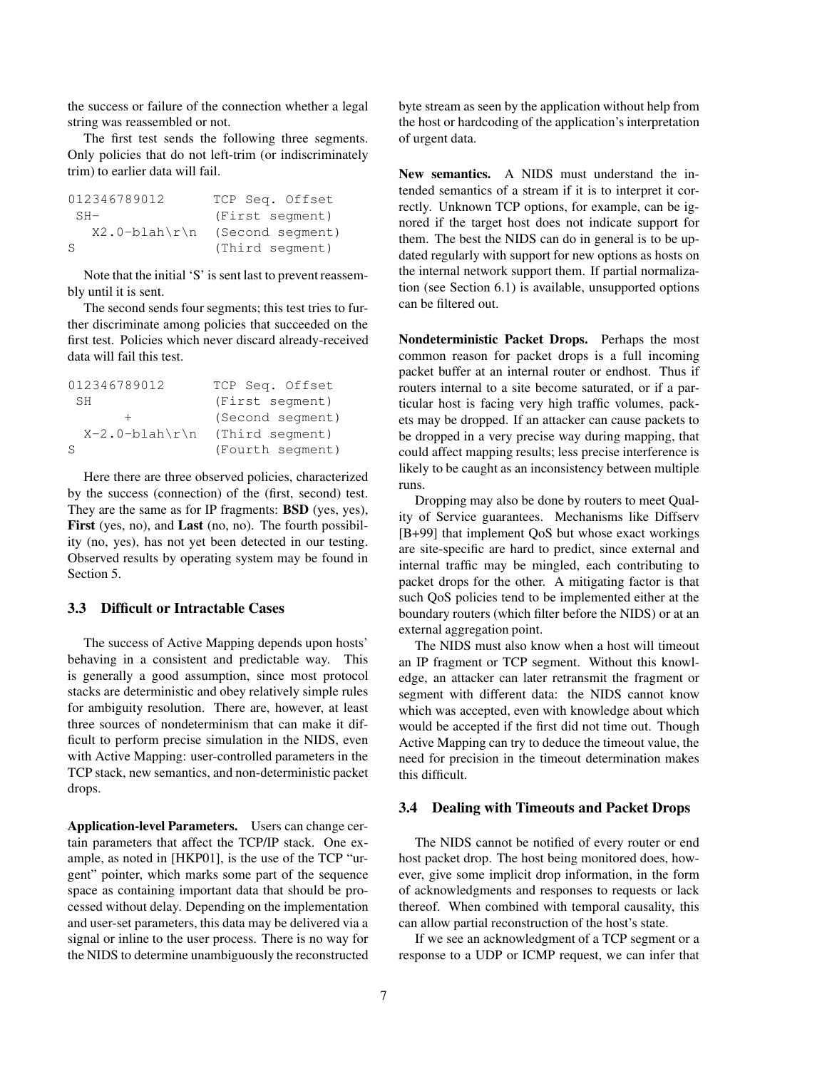the success or failure of the connection whether a legal string was reassembled or not.

The first test sends the following three segments. Only policies that do not left-trim (or indiscriminately trim) to earlier data will fail.

```
012346789012       TCP Seq. Offset
 SH-               (First segment)
   X2.0-blah\r\n   (Second segment)
S                  (Third segment)
```

Note that the initial 'S' is sent last to prevent reassembly until it is sent.

The second sends four segments; this test tries to further discriminate among policies that succeeded on the first test. Policies which never discard already-received data will fail this test.

```
012346789012       TCP Seq. Offset
 SH                (First segment)
      +            (Second segment)
  X-2.0-blah\r\n   (Third segment)
S                  (Fourth segment)
```

Here there are three observed policies, characterized by the success (connection) of the (first, second) test. They are the same as for IP fragments: **BSD** (yes, yes), **First** (yes, no), and **Last** (no, no). The fourth possibility (no, yes), has not yet been detected in our testing. Observed results by operating system may be found in Section 5.

### 3.3 Difficult or Intractable Cases

The success of Active Mapping depends upon hosts' behaving in a consistent and predictable way. This is generally a good assumption, since most protocol stacks are deterministic and obey relatively simple rules for ambiguity resolution. There are, however, at least three sources of nondeterminism that can make it difficult to perform precise simulation in the NIDS, even with Active Mapping: user-controlled parameters in the TCP stack, new semantics, and non-deterministic packet drops.

**Application-level Parameters.** Users can change certain parameters that affect the TCP/IP stack. One example, as noted in [HKP01], is the use of the TCP "urgent" pointer, which marks some part of the sequence space as containing important data that should be processed without delay. Depending on the implementation and user-set parameters, this data may be delivered via a signal or inline to the user process. There is no way for the NIDS to determine unambiguously the reconstructed byte stream as seen by the application without help from the host or hardcoding of the application's interpretation of urgent data.

**New semantics.** A NIDS must understand the intended semantics of a stream if it is to interpret it correctly. Unknown TCP options, for example, can be ignored if the target host does not indicate support for them. The best the NIDS can do in general is to be updated regularly with support for new options as hosts on the internal network support them. If partial normalization (see Section 6.1) is available, unsupported options can be filtered out.

**Nondeterministic Packet Drops.** Perhaps the most common reason for packet drops is a full incoming packet buffer at an internal router or endhost. Thus if routers internal to a site become saturated, or if a particular host is facing very high traffic volumes, packets may be dropped. If an attacker can cause packets to be dropped in a very precise way during mapping, that could affect mapping results; less precise interference is likely to be caught as an inconsistency between multiple runs.

Dropping may also be done by routers to meet Quality of Service guarantees. Mechanisms like Diffserv [B+99] that implement QoS but whose exact workings are site-specific are hard to predict, since external and internal traffic may be mingled, each contributing to packet drops for the other. A mitigating factor is that such QoS policies tend to be implemented either at the boundary routers (which filter before the NIDS) or at an external aggregation point.

The NIDS must also know when a host will timeout an IP fragment or TCP segment. Without this knowledge, an attacker can later retransmit the fragment or segment with different data: the NIDS cannot know which was accepted, even with knowledge about which would be accepted if the first did not time out. Though Active Mapping can try to deduce the timeout value, the need for precision in the timeout determination makes this difficult.

### 3.4 Dealing with Timeouts and Packet Drops

The NIDS cannot be notified of every router or end host packet drop. The host being monitored does, however, give some implicit drop information, in the form of acknowledgments and responses to requests or lack thereof. When combined with temporal causality, this can allow partial reconstruction of the host's state.

If we see an acknowledgment of a TCP segment or a response to a UDP or ICMP request, we can infer that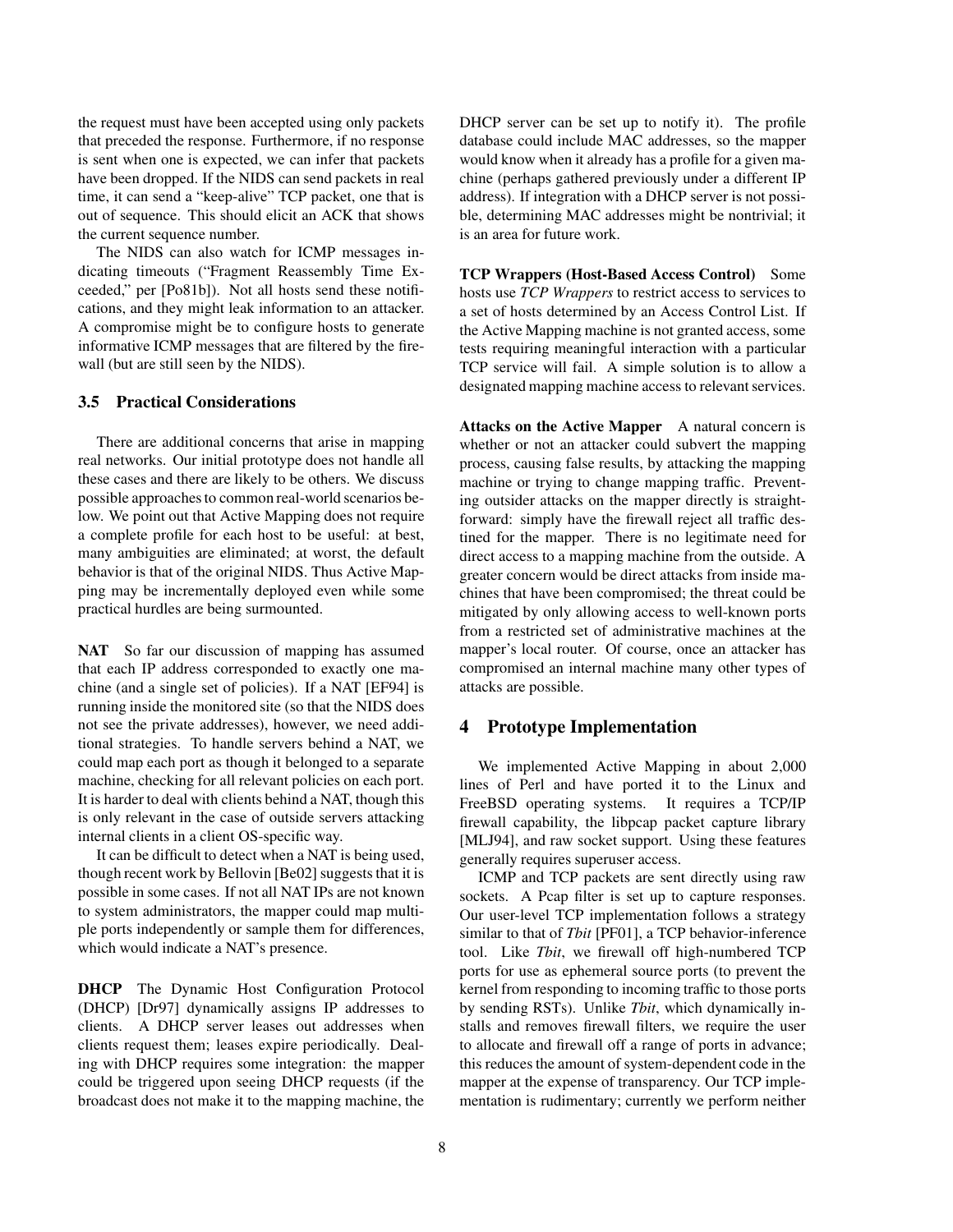the request must have been accepted using only packets that preceded the response. Furthermore, if no response is sent when one is expected, we can infer that packets have been dropped. If the NIDS can send packets in real time, it can send a "keep-alive" TCP packet, one that is out of sequence. This should elicit an ACK that shows the current sequence number.

The NIDS can also watch for ICMP messages indicating timeouts ("Fragment Reassembly Time Exceeded," per [Po81b]). Not all hosts send these notifications, and they might leak information to an attacker. A compromise might be to configure hosts to generate informative ICMP messages that are filtered by the firewall (but are still seen by the NIDS).

### 3.5 Practical Considerations

There are additional concerns that arise in mapping real networks. Our initial prototype does not handle all these cases and there are likely to be others. We discuss possible approaches to common real-world scenarios below. We point out that Active Mapping does not require a complete profile for each host to be useful: at best, many ambiguities are eliminated; at worst, the default behavior is that of the original NIDS. Thus Active Mapping may be incrementally deployed even while some practical hurdles are being surmounted.

**NAT** So far our discussion of mapping has assumed that each IP address corresponded to exactly one machine (and a single set of policies). If a NAT [EF94] is running inside the monitored site (so that the NIDS does not see the private addresses), however, we need additional strategies. To handle servers behind a NAT, we could map each port as though it belonged to a separate machine, checking for all relevant policies on each port. It is harder to deal with clients behind a NAT, though this is only relevant in the case of outside servers attacking internal clients in a client OS-specific way.

It can be difficult to detect when a NAT is being used, though recent work by Bellovin [Be02] suggests that it is possible in some cases. If not all NAT IPs are not known to system administrators, the mapper could map multiple ports independently or sample them for differences, which would indicate a NAT's presence.

**DHCP** The Dynamic Host Configuration Protocol (DHCP) [Dr97] dynamically assigns IP addresses to clients. A DHCP server leases out addresses when clients request them; leases expire periodically. Dealing with DHCP requires some integration: the mapper could be triggered upon seeing DHCP requests (if the broadcast does not make it to the mapping machine, the DHCP server can be set up to notify it). The profile database could include MAC addresses, so the mapper would know when it already has a profile for a given machine (perhaps gathered previously under a different IP address). If integration with a DHCP server is not possible, determining MAC addresses might be nontrivial; it is an area for future work.

**TCP Wrappers (Host-Based Access Control)** Some hosts use *TCP Wrappers* to restrict access to services to a set of hosts determined by an Access Control List. If the Active Mapping machine is not granted access, some tests requiring meaningful interaction with a particular TCP service will fail. A simple solution is to allow a designated mapping machine access to relevant services.

**Attacks on the Active Mapper** A natural concern is whether or not an attacker could subvert the mapping process, causing false results, by attacking the mapping machine or trying to change mapping traffic. Preventing outsider attacks on the mapper directly is straightforward: simply have the firewall reject all traffic destined for the mapper. There is no legitimate need for direct access to a mapping machine from the outside. A greater concern would be direct attacks from inside machines that have been compromised; the threat could be mitigated by only allowing access to well-known ports from a restricted set of administrative machines at the mapper's local router. Of course, once an attacker has compromised an internal machine many other types of attacks are possible.

## 4 Prototype Implementation

We implemented Active Mapping in about 2,000 lines of Perl and have ported it to the Linux and FreeBSD operating systems. It requires a TCP/IP firewall capability, the libpcap packet capture library [MLJ94], and raw socket support. Using these features generally requires superuser access.

ICMP and TCP packets are sent directly using raw sockets. A Pcap filter is set up to capture responses. Our user-level TCP implementation follows a strategy similar to that of *Tbit* [PF01], a TCP behavior-inference tool. Like *Tbit*, we firewall off high-numbered TCP ports for use as ephemeral source ports (to prevent the kernel from responding to incoming traffic to those ports by sending RSTs). Unlike *Tbit*, which dynamically installs and removes firewall filters, we require the user to allocate and firewall off a range of ports in advance; this reduces the amount of system-dependent code in the mapper at the expense of transparency. Our TCP implementation is rudimentary; currently we perform neither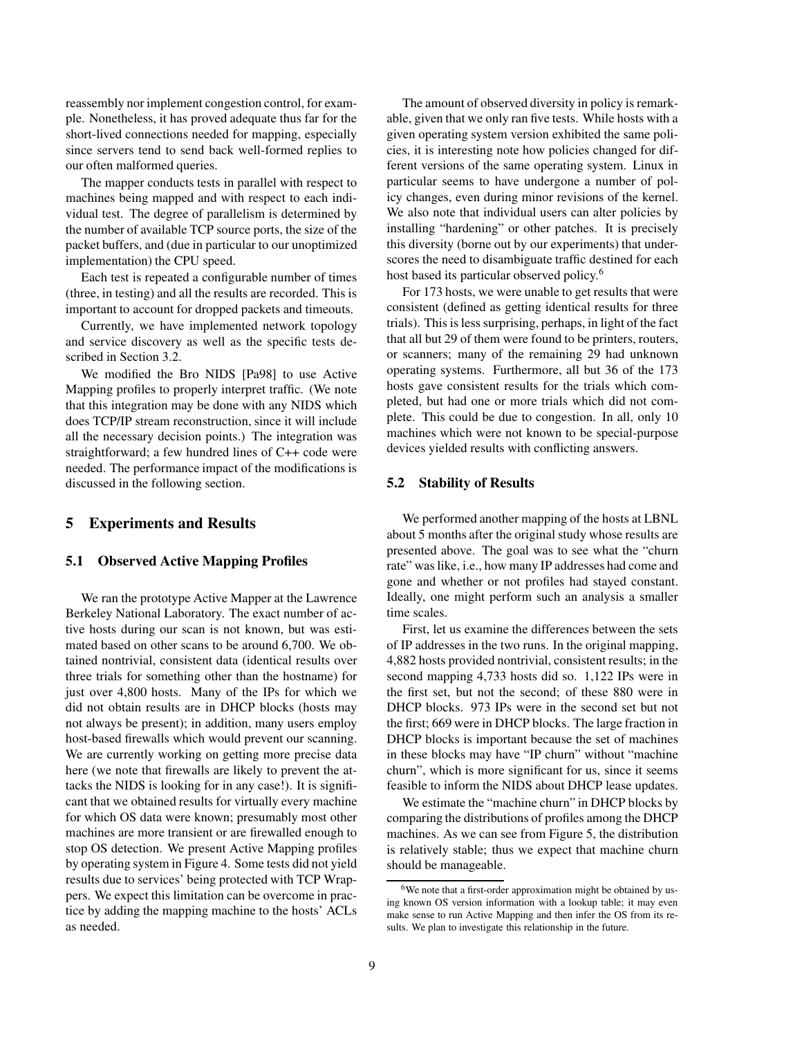reassembly nor implement congestion control, for example. Nonetheless, it has proved adequate thus far for the short-lived connections needed for mapping, especially since servers tend to send back well-formed replies to our often malformed queries.

The mapper conducts tests in parallel with respect to machines being mapped and with respect to each individual test. The degree of parallelism is determined by the number of available TCP source ports, the size of the packet buffers, and (due in particular to our unoptimized implementation) the CPU speed.

Each test is repeated a configurable number of times (three, in testing) and all the results are recorded. This is important to account for dropped packets and timeouts.

Currently, we have implemented network topology and service discovery as well as the specific tests described in Section 3.2.

We modified the Bro NIDS [Pa98] to use Active Mapping profiles to properly interpret traffic. (We note that this integration may be done with any NIDS which does TCP/IP stream reconstruction, since it will include all the necessary decision points.) The integration was straightforward; a few hundred lines of C++ code were needed. The performance impact of the modifications is discussed in the following section.

## 5 Experiments and Results

### 5.1 Observed Active Mapping Profiles

We ran the prototype Active Mapper at the Lawrence Berkeley National Laboratory. The exact number of active hosts during our scan is not known, but was estimated based on other scans to be around 6,700. We obtained nontrivial, consistent data (identical results over three trials for something other than the hostname) for just over 4,800 hosts. Many of the IPs for which we did not obtain results are in DHCP blocks (hosts may not always be present); in addition, many users employ host-based firewalls which would prevent our scanning. We are currently working on getting more precise data here (we note that firewalls are likely to prevent the attacks the NIDS is looking for in any case!). It is significant that we obtained results for virtually every machine for which OS data were known; presumably most other machines are more transient or are firewalled enough to stop OS detection. We present Active Mapping profiles by operating system in Figure 4. Some tests did not yield results due to services' being protected with TCP Wrappers. We expect this limitation can be overcome in practice by adding the mapping machine to the hosts' ACLs as needed.

The amount of observed diversity in policy is remarkable, given that we only ran five tests. While hosts with a given operating system version exhibited the same policies, it is interesting note how policies changed for different versions of the same operating system. Linux in particular seems to have undergone a number of policy changes, even during minor revisions of the kernel. We also note that individual users can alter policies by installing "hardening" or other patches. It is precisely this diversity (borne out by our experiments) that underscores the need to disambiguate traffic destined for each host based its particular observed policy.[6]

For 173 hosts, we were unable to get results that were consistent (defined as getting identical results for three trials). This is less surprising, perhaps, in light of the fact that all but 29 of them were found to be printers, routers, or scanners; many of the remaining 29 had unknown operating systems. Furthermore, all but 36 of the 173 hosts gave consistent results for the trials which completed, but had one or more trials which did not complete. This could be due to congestion. In all, only 10 machines which were not known to be special-purpose devices yielded results with conflicting answers.

### 5.2 Stability of Results

We performed another mapping of the hosts at LBNL about 5 months after the original study whose results are presented above. The goal was to see what the "churn rate" was like, i.e., how many IP addresses had come and gone and whether or not profiles had stayed constant. Ideally, one might perform such an analysis a smaller time scales.

First, let us examine the differences between the sets of IP addresses in the two runs. In the original mapping, 4,882 hosts provided nontrivial, consistent results; in the second mapping 4,733 hosts did so. 1,122 IPs were in the first set, but not the second; of these 880 were in DHCP blocks. 973 IPs were in the second set but not the first; 669 were in DHCP blocks. The large fraction in DHCP blocks is important because the set of machines in these blocks may have "IP churn" without "machine churn", which is more significant for us, since it seems feasible to inform the NIDS about DHCP lease updates.

We estimate the "machine churn" in DHCP blocks by comparing the distributions of profiles among the DHCP machines. As we can see from Figure 5, the distribution is relatively stable; thus we expect that machine churn should be manageable.

[6] We note that a first-order approximation might be obtained by using known OS version information with a lookup table; it may even make sense to run Active Mapping and then infer the OS from its results. We plan to investigate this relationship in the future.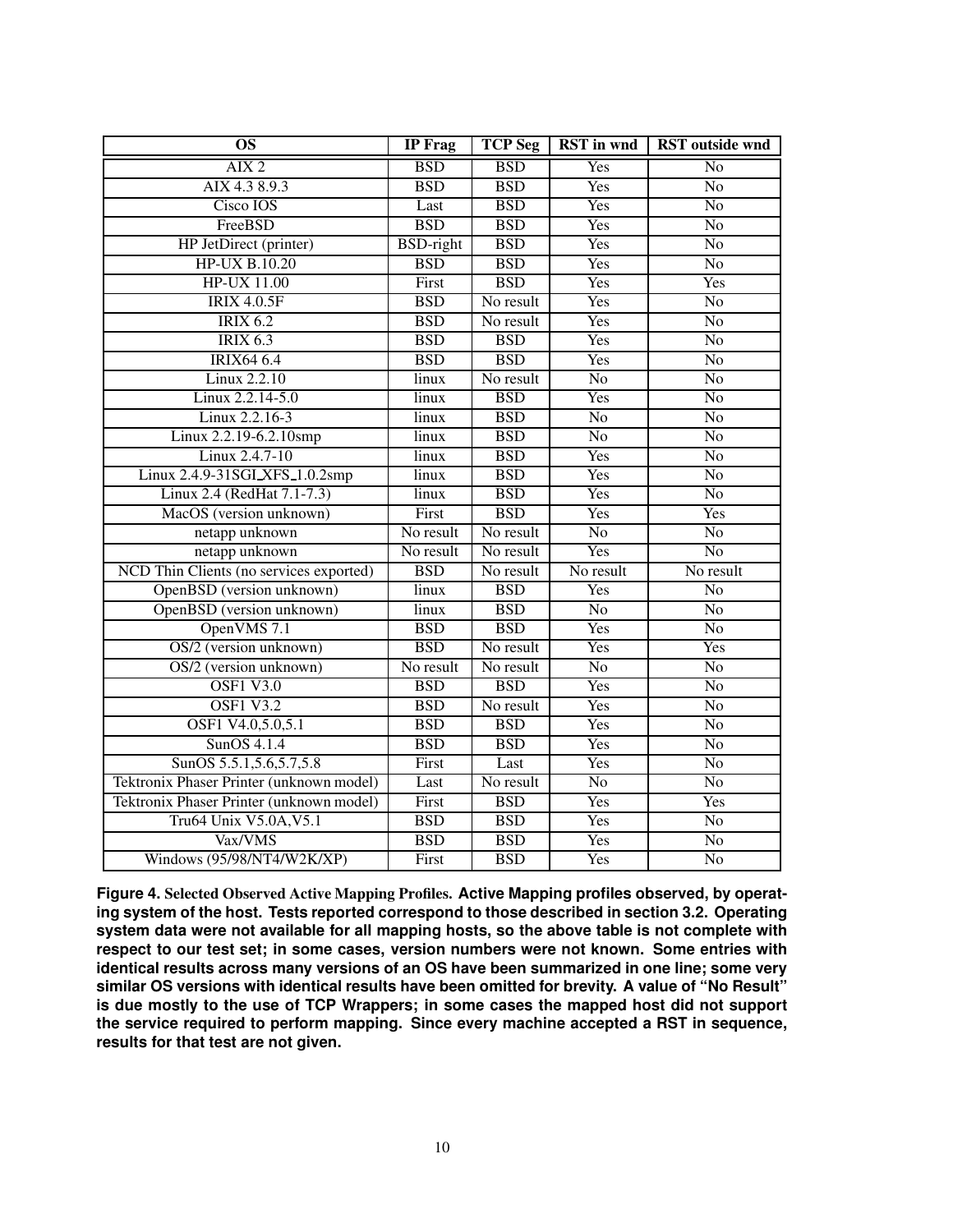| OS | IP Frag | TCP Seg | RST in wnd | RST outside wnd |
|---|---|---|---|---|
| AIX 2 | BSD | BSD | Yes | No |
| AIX 4.3 8.9.3 | BSD | BSD | Yes | No |
| Cisco IOS | Last | BSD | Yes | No |
| FreeBSD | BSD | BSD | Yes | No |
| HP JetDirect (printer) | BSD-right | BSD | Yes | No |
| HP-UX B.10.20 | BSD | BSD | Yes | No |
| HP-UX 11.00 | First | BSD | Yes | Yes |
| IRIX 4.0.5F | BSD | No result | Yes | No |
| IRIX 6.2 | BSD | No result | Yes | No |
| IRIX 6.3 | BSD | BSD | Yes | No |
| IRIX64 6.4 | BSD | BSD | Yes | No |
| Linux 2.2.10 | linux | No result | No | No |
| Linux 2.2.14-5.0 | linux | BSD | Yes | No |
| Linux 2.2.16-3 | linux | BSD | No | No |
| Linux 2.2.19-6.2.10smp | linux | BSD | No | No |
| Linux 2.4.7-10 | linux | BSD | Yes | No |
| Linux 2.4.9-31SGI_XFS_1.0.2smp | linux | BSD | Yes | No |
| Linux 2.4 (RedHat 7.1-7.3) | linux | BSD | Yes | No |
| MacOS (version unknown) | First | BSD | Yes | Yes |
| netapp unknown | No result | No result | No | No |
| netapp unknown | No result | No result | Yes | No |
| NCD Thin Clients (no services exported) | BSD | No result | No result | No result |
| OpenBSD (version unknown) | linux | BSD | Yes | No |
| OpenBSD (version unknown) | linux | BSD | No | No |
| OpenVMS 7.1 | BSD | BSD | Yes | No |
| OS/2 (version unknown) | BSD | No result | Yes | Yes |
| OS/2 (version unknown) | No result | No result | No | No |
| OSF1 V3.0 | BSD | BSD | Yes | No |
| OSF1 V3.2 | BSD | No result | Yes | No |
| OSF1 V4.0,5.0,5.1 | BSD | BSD | Yes | No |
| SunOS 4.1.4 | BSD | BSD | Yes | No |
| SunOS 5.5.1,5.6,5.7,5.8 | First | Last | Yes | No |
| Tektronix Phaser Printer (unknown model) | Last | No result | No | No |
| Tektronix Phaser Printer (unknown model) | First | BSD | Yes | Yes |
| Tru64 Unix V5.0A,V5.1 | BSD | BSD | Yes | No |
| Vax/VMS | BSD | BSD | Yes | No |
| Windows (95/98/NT4/W2K/XP) | First | BSD | Yes | No |

**Figure 4.** Selected Observed Active Mapping Profiles. **Active Mapping profiles observed, by operating system of the host. Tests reported correspond to those described in section 3.2. Operating system data were not available for all mapping hosts, so the above table is not complete with respect to our test set; in some cases, version numbers were not known. Some entries with identical results across many versions of an OS have been summarized in one line; some very similar OS versions with identical results have been omitted for brevity. A value of "No Result" is due mostly to the use of TCP Wrappers; in some cases the mapped host did not support the service required to perform mapping. Since every machine accepted a RST in sequence, results for that test are not given.**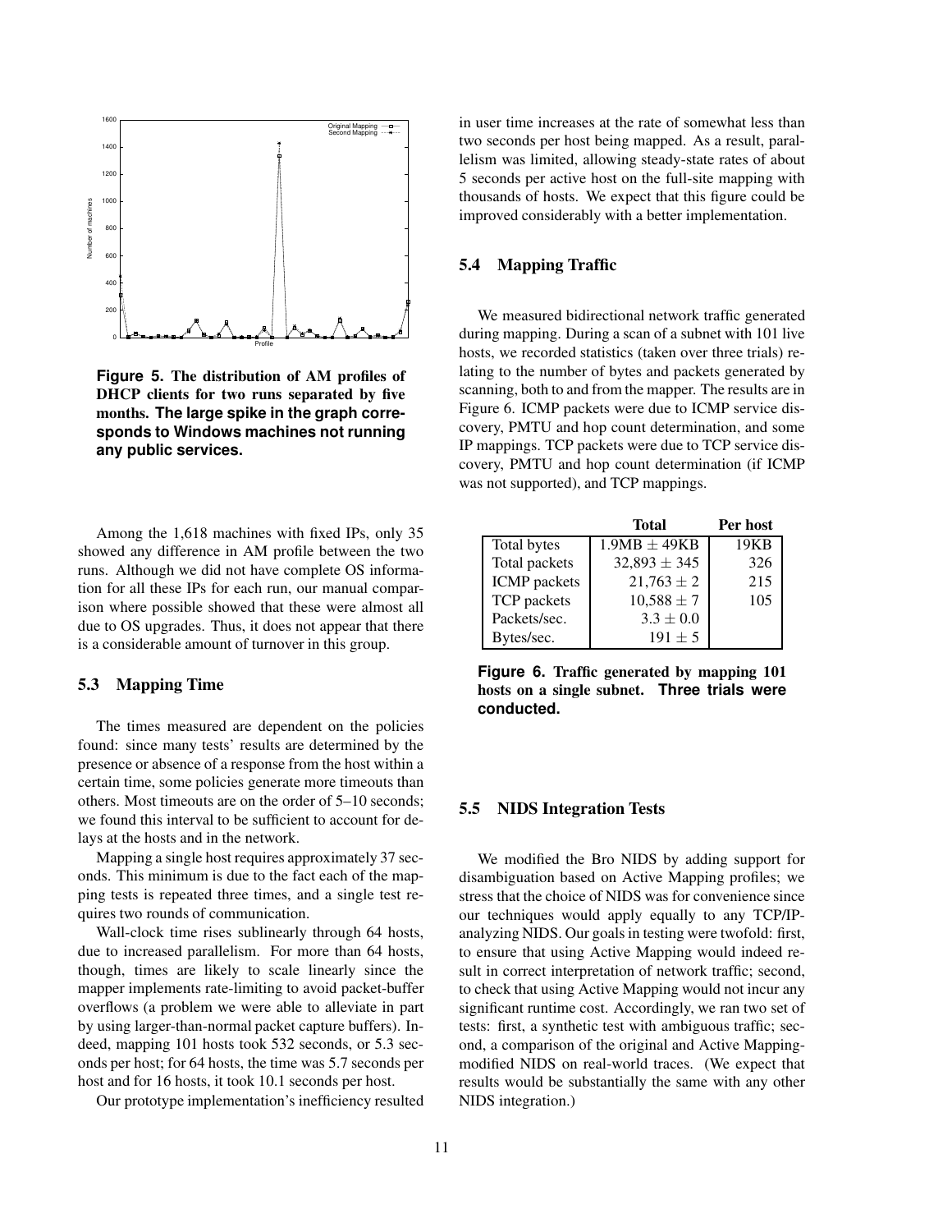**Figure 5. The distribution of AM profiles of DHCP clients for two runs separated by five months. The large spike in the graph corresponds to Windows machines not running any public services.**

Among the 1,618 machines with fixed IPs, only 35 showed any difference in AM profile between the two runs. Although we did not have complete OS information for all these IPs for each run, our manual comparison where possible showed that these were almost all due to OS upgrades. Thus, it does not appear that there is a considerable amount of turnover in this group.

### 5.3 Mapping Time

The times measured are dependent on the policies found: since many tests' results are determined by the presence or absence of a response from the host within a certain time, some policies generate more timeouts than others. Most timeouts are on the order of 5–10 seconds; we found this interval to be sufficient to account for delays at the hosts and in the network.

Mapping a single host requires approximately 37 seconds. This minimum is due to the fact each of the mapping tests is repeated three times, and a single test requires two rounds of communication.

Wall-clock time rises sublinearly through 64 hosts, due to increased parallelism. For more than 64 hosts, though, times are likely to scale linearly since the mapper implements rate-limiting to avoid packet-buffer overflows (a problem we were able to alleviate in part by using larger-than-normal packet capture buffers). Indeed, mapping 101 hosts took 532 seconds, or 5.3 seconds per host; for 64 hosts, the time was 5.7 seconds per host and for 16 hosts, it took 10.1 seconds per host.

Our prototype implementation's inefficiency resulted in user time increases at the rate of somewhat less than two seconds per host being mapped. As a result, parallelism was limited, allowing steady-state rates of about 5 seconds per active host on the full-site mapping with thousands of hosts. We expect that this figure could be improved considerably with a better implementation.

### 5.4 Mapping Traffic

We measured bidirectional network traffic generated during mapping. During a scan of a subnet with 101 live hosts, we recorded statistics (taken over three trials) relating to the number of bytes and packets generated by scanning, both to and from the mapper. The results are in Figure 6. ICMP packets were due to ICMP service discovery, PMTU and hop count determination, and some IP mappings. TCP packets were due to TCP service discovery, PMTU and hop count determination (if ICMP was not supported), and TCP mappings.

| | Total | Per host |
|---|---|---|
| Total bytes | 1.9MB $\pm$ 49KB | 19KB |
| Total packets | 32,893 $\pm$ 345 | 326 |
| ICMP packets | 21,763 $\pm$ 2 | 215 |
| TCP packets | 10,588 $\pm$ 7 | 105 |
| Packets/sec. | 3.3 $\pm$ 0.0 | |
| Bytes/sec. | 191 $\pm$ 5 | |

**Figure 6. Traffic generated by mapping 101 hosts on a single subnet. Three trials were conducted.**

### 5.5 NIDS Integration Tests

We modified the Bro NIDS by adding support for disambiguation based on Active Mapping profiles; we stress that the choice of NIDS was for convenience since our techniques would apply equally to any TCP/IP-analyzing NIDS. Our goals in testing were twofold: first, to ensure that using Active Mapping would indeed result in correct interpretation of network traffic; second, to check that using Active Mapping would not incur any significant runtime cost. Accordingly, we ran two set of tests: first, a synthetic test with ambiguous traffic; second, a comparison of the original and Active Mapping-modified NIDS on real-world traces. (We expect that results would be substantially the same with any other NIDS integration.)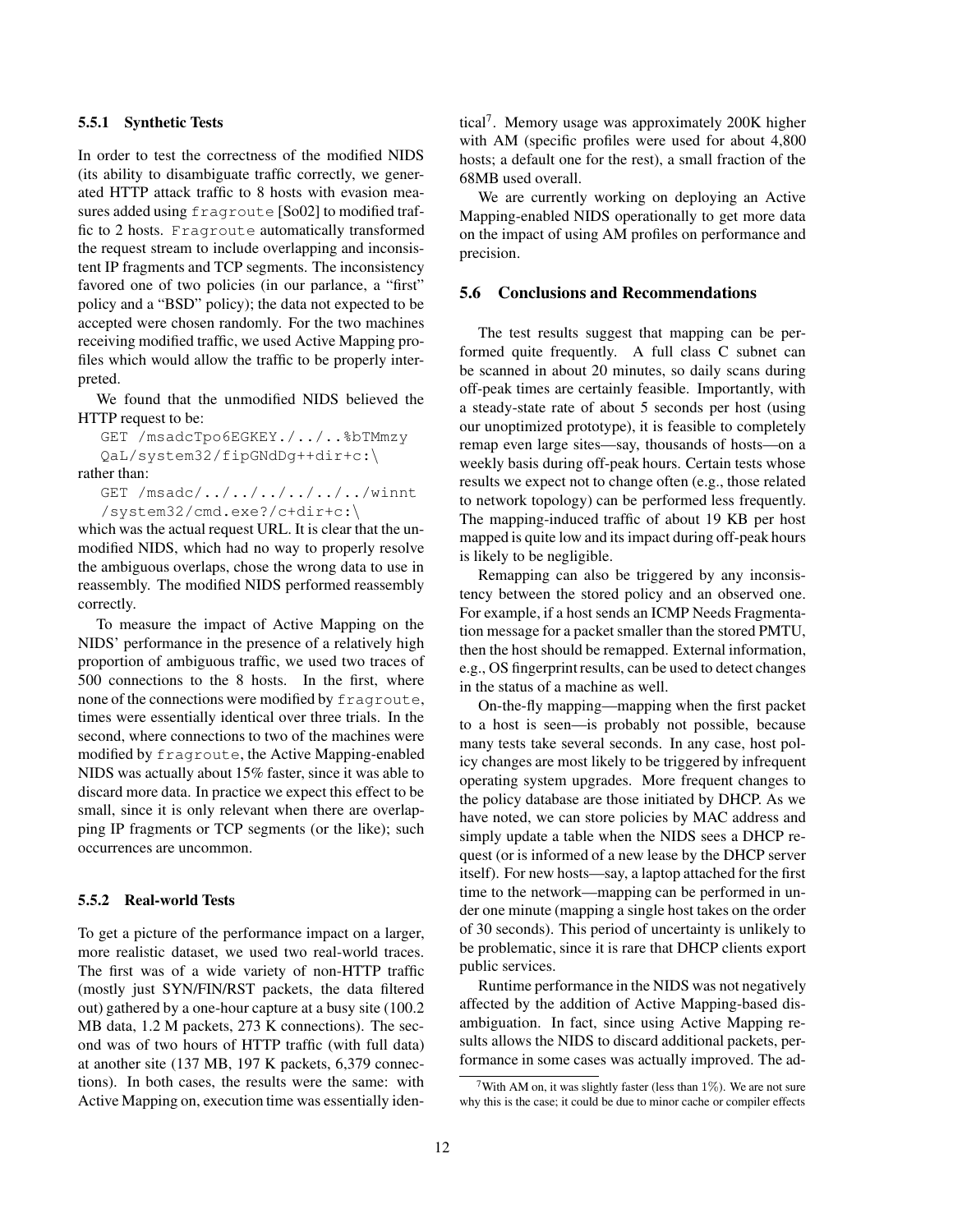#### 5.5.1 Synthetic Tests

In order to test the correctness of the modified NIDS (its ability to disambiguate traffic correctly, we generated HTTP attack traffic to 8 hosts with evasion measures added using `fragroute` [So02] to modified traffic to 2 hosts. `Fragroute` automatically transformed the request stream to include overlapping and inconsistent IP fragments and TCP segments. The inconsistency favored one of two policies (in our parlance, a "first" policy and a "BSD" policy); the data not expected to be accepted were chosen randomly. For the two machines receiving modified traffic, we used Active Mapping profiles which would allow the traffic to be properly interpreted.

We found that the unmodified NIDS believed the HTTP request to be:

```
GET /msadcTpo6EGKEY./../..%bTMmzy
QaL/system32/fipGNdDg++dir+c:\
```

rather than:

```
GET /msadc/../../../../../../winnt
/system32/cmd.exe?/c+dir+c:\
```

which was the actual request URL. It is clear that the unmodified NIDS, which had no way to properly resolve the ambiguous overlaps, chose the wrong data to use in reassembly. The modified NIDS performed reassembly correctly.

To measure the impact of Active Mapping on the NIDS' performance in the presence of a relatively high proportion of ambiguous traffic, we used two traces of 500 connections to the 8 hosts. In the first, where none of the connections were modified by `fragroute`, times were essentially identical over three trials. In the second, where connections to two of the machines were modified by `fragroute`, the Active Mapping-enabled NIDS was actually about 15% faster, since it was able to discard more data. In practice we expect this effect to be small, since it is only relevant when there are overlapping IP fragments or TCP segments (or the like); such occurrences are uncommon.

#### 5.5.2 Real-world Tests

To get a picture of the performance impact on a larger, more realistic dataset, we used two real-world traces. The first was of a wide variety of non-HTTP traffic (mostly just SYN/FIN/RST packets, the data filtered out) gathered by a one-hour capture at a busy site (100.2 MB data, 1.2 M packets, 273 K connections). The second was of two hours of HTTP traffic (with full data) at another site (137 MB, 197 K packets, 6,379 connections). In both cases, the results were the same: with Active Mapping on, execution time was essentially identical[7]. Memory usage was approximately 200K higher with AM (specific profiles were used for about 4,800 hosts; a default one for the rest), a small fraction of the 68MB used overall.

We are currently working on deploying an Active Mapping-enabled NIDS operationally to get more data on the impact of using AM profiles on performance and precision.

### 5.6 Conclusions and Recommendations

The test results suggest that mapping can be performed quite frequently. A full class C subnet can be scanned in about 20 minutes, so daily scans during off-peak times are certainly feasible. Importantly, with a steady-state rate of about 5 seconds per host (using our unoptimized prototype), it is feasible to completely remap even large sites—say, thousands of hosts—on a weekly basis during off-peak hours. Certain tests whose results we expect not to change often (e.g., those related to network topology) can be performed less frequently. The mapping-induced traffic of about 19 KB per host mapped is quite low and its impact during off-peak hours is likely to be negligible.

Remapping can also be triggered by any inconsistency between the stored policy and an observed one. For example, if a host sends an ICMP Needs Fragmentation message for a packet smaller than the stored PMTU, then the host should be remapped. External information, e.g., OS fingerprint results, can be used to detect changes in the status of a machine as well.

On-the-fly mapping—mapping when the first packet to a host is seen—is probably not possible, because many tests take several seconds. In any case, host policy changes are most likely to be triggered by infrequent operating system upgrades. More frequent changes to the policy database are those initiated by DHCP. As we have noted, we can store policies by MAC address and simply update a table when the NIDS sees a DHCP request (or is informed of a new lease by the DHCP server itself). For new hosts—say, a laptop attached for the first time to the network—mapping can be performed in under one minute (mapping a single host takes on the order of 30 seconds). This period of uncertainty is unlikely to be problematic, since it is rare that DHCP clients export public services.

Runtime performance in the NIDS was not negatively affected by the addition of Active Mapping-based disambiguation. In fact, since using Active Mapping results allows the NIDS to discard additional packets, performance in some cases was actually improved. The ad-

[7] With AM on, it was slightly faster (less than 1%). We are not sure why this is the case; it could be due to minor cache or compiler effects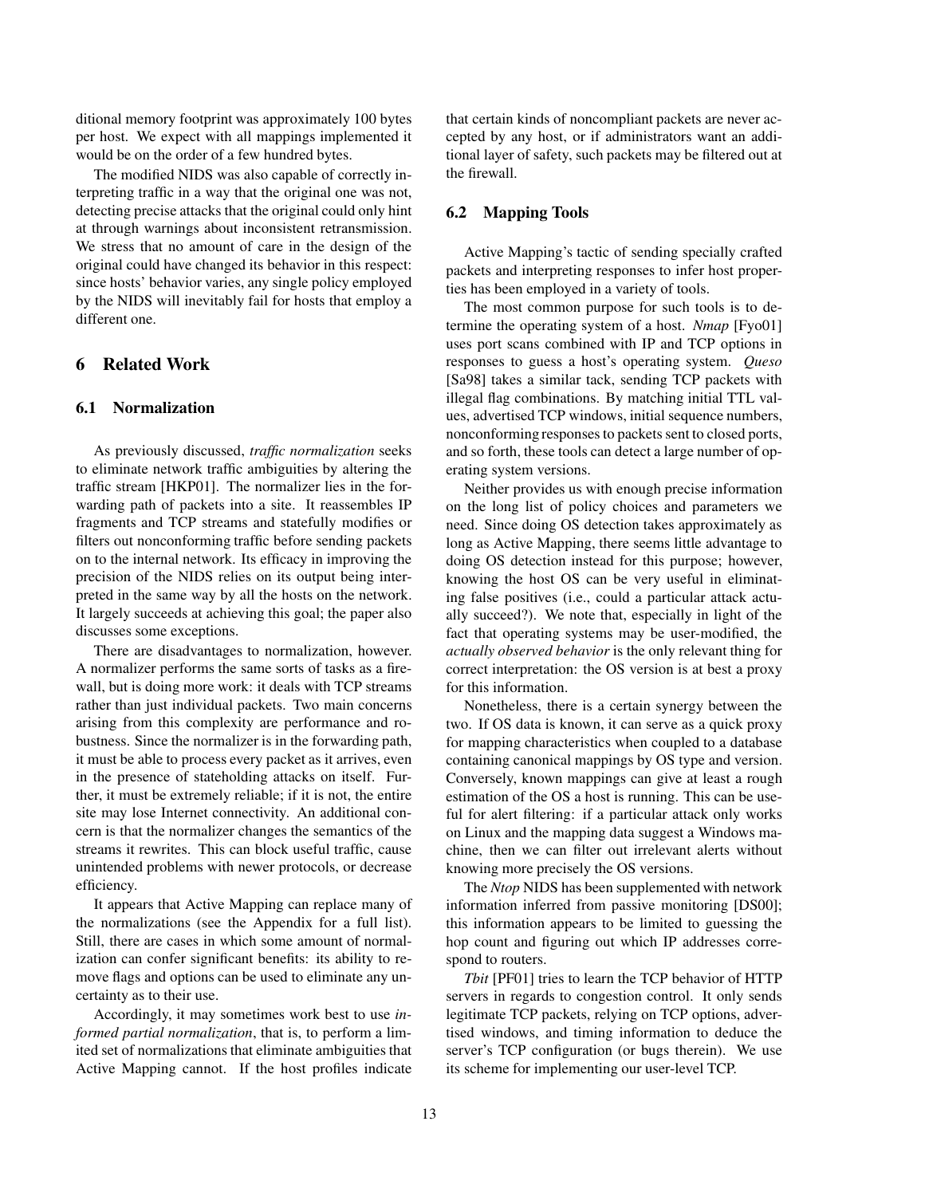ditional memory footprint was approximately 100 bytes per host. We expect with all mappings implemented it would be on the order of a few hundred bytes.

The modified NIDS was also capable of correctly interpreting traffic in a way that the original one was not, detecting precise attacks that the original could only hint at through warnings about inconsistent retransmission. We stress that no amount of care in the design of the original could have changed its behavior in this respect: since hosts' behavior varies, any single policy employed by the NIDS will inevitably fail for hosts that employ a different one.

## 6 Related Work

### 6.1 Normalization

As previously discussed, *traffic normalization* seeks to eliminate network traffic ambiguities by altering the traffic stream [HKP01]. The normalizer lies in the forwarding path of packets into a site. It reassembles IP fragments and TCP streams and statefully modifies or filters out nonconforming traffic before sending packets on to the internal network. Its efficacy in improving the precision of the NIDS relies on its output being interpreted in the same way by all the hosts on the network. It largely succeeds at achieving this goal; the paper also discusses some exceptions.

There are disadvantages to normalization, however. A normalizer performs the same sorts of tasks as a firewall, but is doing more work: it deals with TCP streams rather than just individual packets. Two main concerns arising from this complexity are performance and robustness. Since the normalizer is in the forwarding path, it must be able to process every packet as it arrives, even in the presence of stateholding attacks on itself. Further, it must be extremely reliable; if it is not, the entire site may lose Internet connectivity. An additional concern is that the normalizer changes the semantics of the streams it rewrites. This can block useful traffic, cause unintended problems with newer protocols, or decrease efficiency.

It appears that Active Mapping can replace many of the normalizations (see the Appendix for a full list). Still, there are cases in which some amount of normalization can confer significant benefits: its ability to remove flags and options can be used to eliminate any uncertainty as to their use.

Accordingly, it may sometimes work best to use *informed partial normalization*, that is, to perform a limited set of normalizations that eliminate ambiguities that Active Mapping cannot. If the host profiles indicate that certain kinds of noncompliant packets are never accepted by any host, or if administrators want an additional layer of safety, such packets may be filtered out at the firewall.

### 6.2 Mapping Tools

Active Mapping's tactic of sending specially crafted packets and interpreting responses to infer host properties has been employed in a variety of tools.

The most common purpose for such tools is to determine the operating system of a host. *Nmap* [Fyo01] uses port scans combined with IP and TCP options in responses to guess a host's operating system. *Queso* [Sa98] takes a similar tack, sending TCP packets with illegal flag combinations. By matching initial TTL values, advertised TCP windows, initial sequence numbers, nonconforming responses to packets sent to closed ports, and so forth, these tools can detect a large number of operating system versions.

Neither provides us with enough precise information on the long list of policy choices and parameters we need. Since doing OS detection takes approximately as long as Active Mapping, there seems little advantage to doing OS detection instead for this purpose; however, knowing the host OS can be very useful in eliminating false positives (i.e., could a particular attack actually succeed?). We note that, especially in light of the fact that operating systems may be user-modified, the *actually observed behavior* is the only relevant thing for correct interpretation: the OS version is at best a proxy for this information.

Nonetheless, there is a certain synergy between the two. If OS data is known, it can serve as a quick proxy for mapping characteristics when coupled to a database containing canonical mappings by OS type and version. Conversely, known mappings can give at least a rough estimation of the OS a host is running. This can be useful for alert filtering: if a particular attack only works on Linux and the mapping data suggest a Windows machine, then we can filter out irrelevant alerts without knowing more precisely the OS versions.

The *Ntop* NIDS has been supplemented with network information inferred from passive monitoring [DS00]; this information appears to be limited to guessing the hop count and figuring out which IP addresses correspond to routers.

*Tbit* [PF01] tries to learn the TCP behavior of HTTP servers in regards to congestion control. It only sends legitimate TCP packets, relying on TCP options, advertised windows, and timing information to deduce the server's TCP configuration (or bugs therein). We use its scheme for implementing our user-level TCP.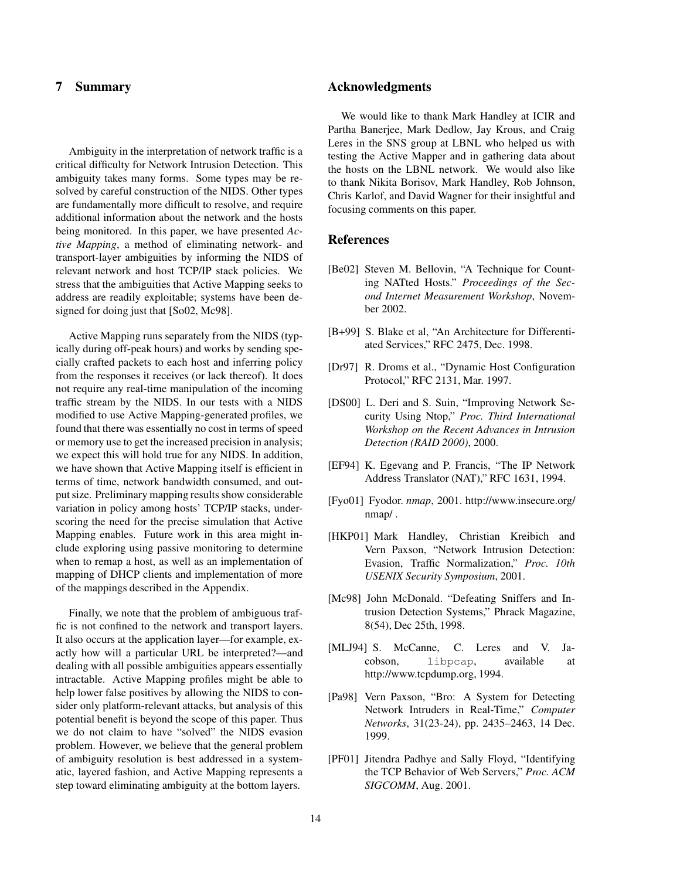## 7 Summary

Ambiguity in the interpretation of network traffic is a critical difficulty for Network Intrusion Detection. This ambiguity takes many forms. Some types may be resolved by careful construction of the NIDS. Other types are fundamentally more difficult to resolve, and require additional information about the network and the hosts being monitored. In this paper, we have presented *Active Mapping*, a method of eliminating network- and transport-layer ambiguities by informing the NIDS of relevant network and host TCP/IP stack policies. We stress that the ambiguities that Active Mapping seeks to address are readily exploitable; systems have been designed for doing just that [So02, Mc98].

Active Mapping runs separately from the NIDS (typically during off-peak hours) and works by sending specially crafted packets to each host and inferring policy from the responses it receives (or lack thereof). It does not require any real-time manipulation of the incoming traffic stream by the NIDS. In our tests with a NIDS modified to use Active Mapping-generated profiles, we found that there was essentially no cost in terms of speed or memory use to get the increased precision in analysis; we expect this will hold true for any NIDS. In addition, we have shown that Active Mapping itself is efficient in terms of time, network bandwidth consumed, and output size. Preliminary mapping results show considerable variation in policy among hosts' TCP/IP stacks, underscoring the need for the precise simulation that Active Mapping enables. Future work in this area might include exploring using passive monitoring to determine when to remap a host, as well as an implementation of mapping of DHCP clients and implementation of more of the mappings described in the Appendix.

Finally, we note that the problem of ambiguous traffic is not confined to the network and transport layers. It also occurs at the application layer—for example, exactly how will a particular URL be interpreted?—and dealing with all possible ambiguities appears essentially intractable. Active Mapping profiles might be able to help lower false positives by allowing the NIDS to consider only platform-relevant attacks, but analysis of this potential benefit is beyond the scope of this paper. Thus we do not claim to have "solved" the NIDS evasion problem. However, we believe that the general problem of ambiguity resolution is best addressed in a systematic, layered fashion, and Active Mapping represents a step toward eliminating ambiguity at the bottom layers.

## Acknowledgments

We would like to thank Mark Handley at ICIR and Partha Banerjee, Mark Dedlow, Jay Krous, and Craig Leres in the SNS group at LBNL who helped us with testing the Active Mapper and in gathering data about the hosts on the LBNL network. We would also like to thank Nikita Borisov, Mark Handley, Rob Johnson, Chris Karlof, and David Wagner for their insightful and focusing comments on this paper.

## References

[Be02] Steven M. Bellovin, "A Technique for Counting NATted Hosts." *Proceedings of the Second Internet Measurement Workshop*, November 2002.

[B+99] S. Blake et al, "An Architecture for Differentiated Services," RFC 2475, Dec. 1998.

[Dr97] R. Droms et al., "Dynamic Host Configuration Protocol," RFC 2131, Mar. 1997.

[DS00] L. Deri and S. Suin, "Improving Network Security Using Ntop," *Proc. Third International Workshop on the Recent Advances in Intrusion Detection (RAID 2000)*, 2000.

[EF94] K. Egevang and P. Francis, "The IP Network Address Translator (NAT)," RFC 1631, 1994.

[Fyo01] Fyodor. *nmap*, 2001. http://www.insecure.org/nmap/ .

[HKP01] Mark Handley, Christian Kreibich and Vern Paxson, "Network Intrusion Detection: Evasion, Traffic Normalization," *Proc. 10th USENIX Security Symposium*, 2001.

[Mc98] John McDonald. "Defeating Sniffers and Intrusion Detection Systems," Phrack Magazine, 8(54), Dec 25th, 1998.

[MLJ94] S. McCanne, C. Leres and V. Jacobson, `libpcap`, available at http://www.tcpdump.org, 1994.

[Pa98] Vern Paxson, "Bro: A System for Detecting Network Intruders in Real-Time," *Computer Networks*, 31(23-24), pp. 2435–2463, 14 Dec. 1999.

[PF01] Jitendra Padhye and Sally Floyd, "Identifying the TCP Behavior of Web Servers," *Proc. ACM SIGCOMM*, Aug. 2001.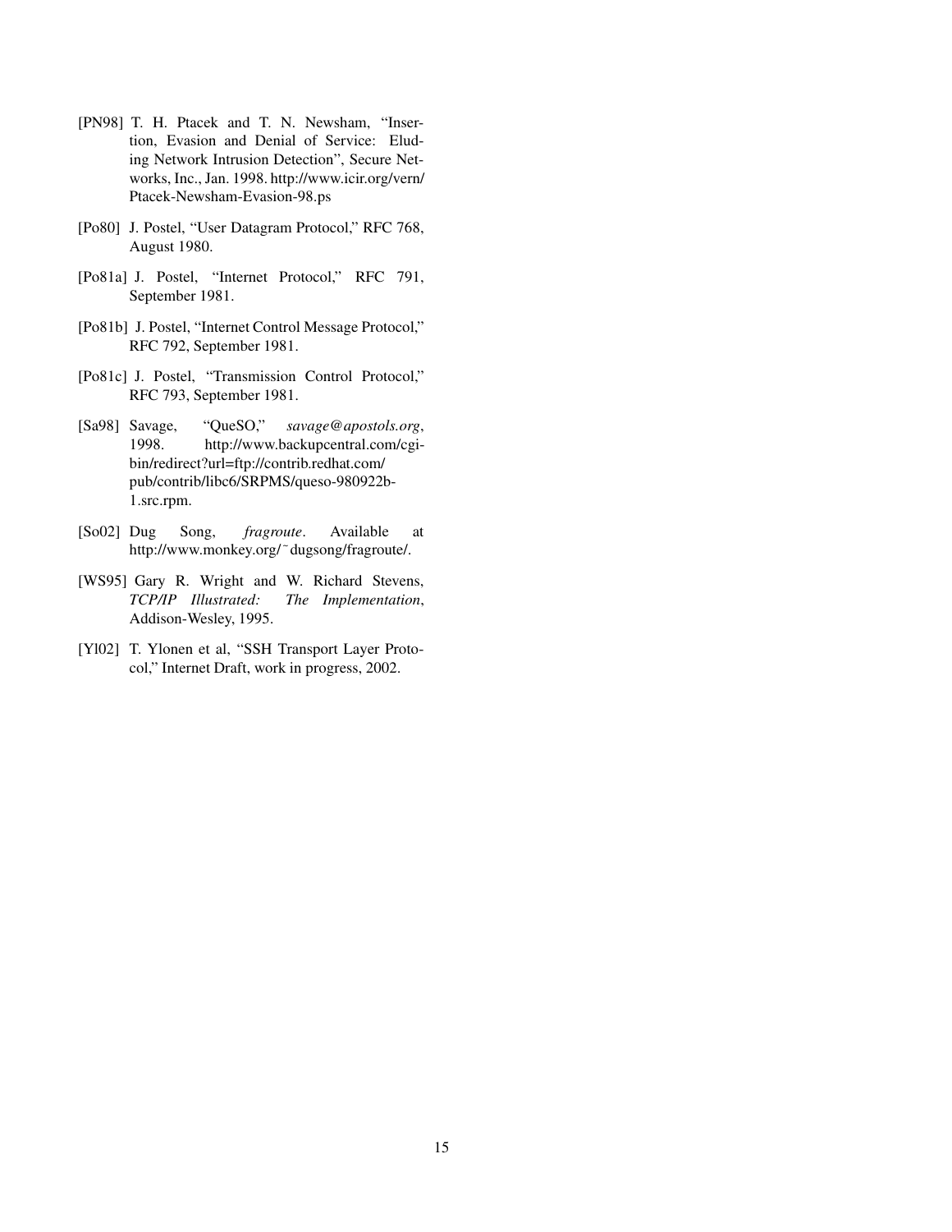[PN98] T. H. Ptacek and T. N. Newsham, "Insertion, Evasion and Denial of Service: Eluding Network Intrusion Detection", Secure Networks, Inc., Jan. 1998. http://www.icir.org/vern/Ptacek-Newsham-Evasion-98.ps

[Po80] J. Postel, "User Datagram Protocol," RFC 768, August 1980.

[Po81a] J. Postel, "Internet Protocol," RFC 791, September 1981.

[Po81b] J. Postel, "Internet Control Message Protocol," RFC 792, September 1981.

[Po81c] J. Postel, "Transmission Control Protocol," RFC 793, September 1981.

[Sa98] Savage, "QueSO," *savage@apostols.org*, 1998. http://www.backupcentral.com/cgi-bin/redirect?url=ftp://contrib.redhat.com/pub/contrib/libc6/SRPMS/queso-980922b-1.src.rpm.

[So02] Dug Song, *fragroute*. Available at http://www.monkey.org/˜dugsong/fragroute/.

[WS95] Gary R. Wright and W. Richard Stevens, *TCP/IP Illustrated: The Implementation*, Addison-Wesley, 1995.

[Yl02] T. Ylonen et al, "SSH Transport Layer Protocol," Internet Draft, work in progress, 2002.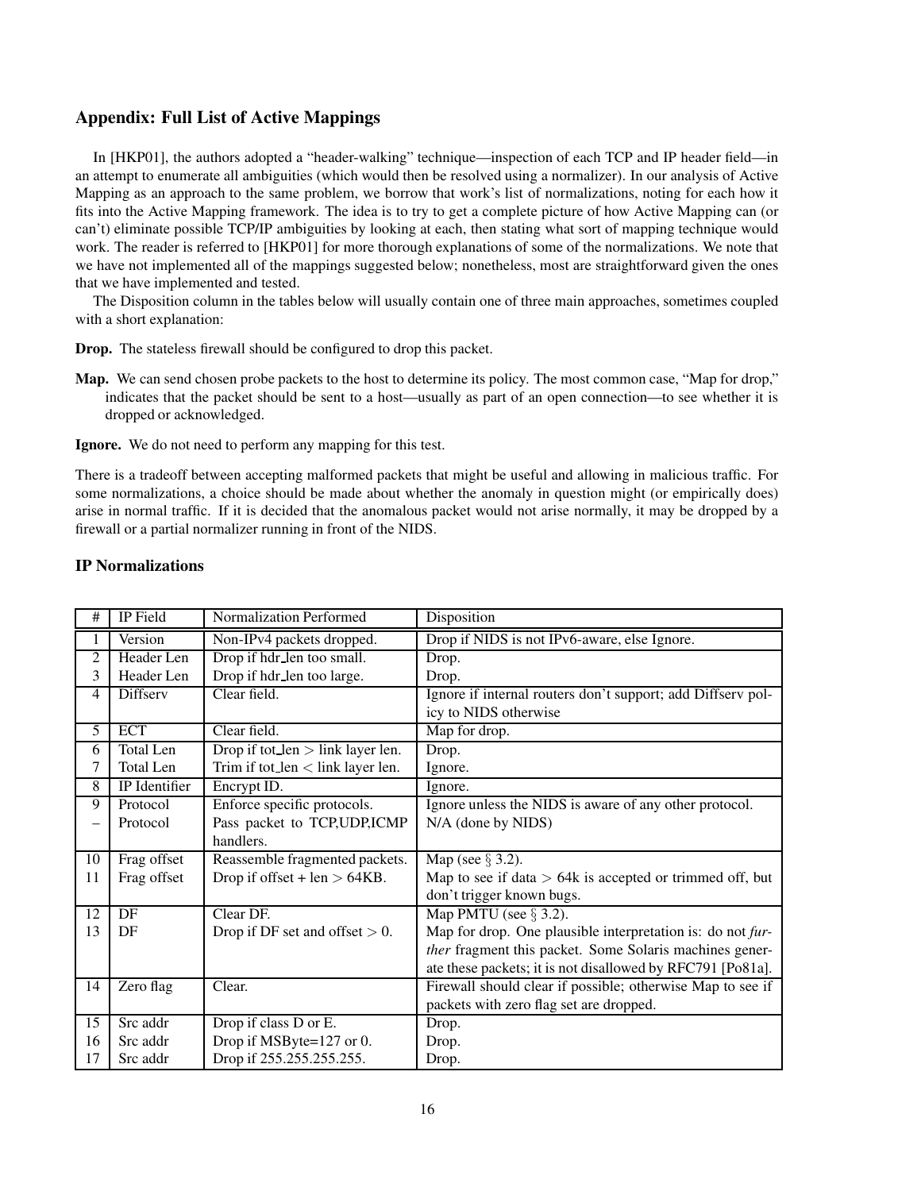## Appendix: Full List of Active Mappings

In [HKP01], the authors adopted a "header-walking" technique—inspection of each TCP and IP header field—in an attempt to enumerate all ambiguities (which would then be resolved using a normalizer). In our analysis of Active Mapping as an approach to the same problem, we borrow that work's list of normalizations, noting for each how it fits into the Active Mapping framework. The idea is to try to get a complete picture of how Active Mapping can (or can't) eliminate possible TCP/IP ambiguities by looking at each, then stating what sort of mapping technique would work. The reader is referred to [HKP01] for more thorough explanations of some of the normalizations. We note that we have not implemented all of the mappings suggested below; nonetheless, most are straightforward given the ones that we have implemented and tested.

The Disposition column in the tables below will usually contain one of three main approaches, sometimes coupled with a short explanation:

**Drop.** The stateless firewall should be configured to drop this packet.

**Map.** We can send chosen probe packets to the host to determine its policy. The most common case, "Map for drop," indicates that the packet should be sent to a host—usually as part of an open connection—to see whether it is dropped or acknowledged.

**Ignore.** We do not need to perform any mapping for this test.

There is a tradeoff between accepting malformed packets that might be useful and allowing in malicious traffic. For some normalizations, a choice should be made about whether the anomaly in question might (or empirically does) arise in normal traffic. If it is decided that the anomalous packet would not arise normally, it may be dropped by a firewall or a partial normalizer running in front of the NIDS.

### IP Normalizations

| # | IP Field | Normalization Performed | Disposition |
|---|---|---|---|
| 1 | Version | Non-IPv4 packets dropped. | Drop if NIDS is not IPv6-aware, else Ignore. |
| 2 | Header Len | Drop if hdr_len too small. | Drop. |
| 3 | Header Len | Drop if hdr_len too large. | Drop. |
| 4 | Diffserv | Clear field. | Ignore if internal routers don't support; add Diffserv policy to NIDS otherwise |
| 5 | ECT | Clear field. | Map for drop. |
| 6 | Total Len | Drop if tot_len > link layer len. | Drop. |
| 7 | Total Len | Trim if tot_len < link layer len. | Ignore. |
| 8 | IP Identifier | Encrypt ID. | Ignore. |
| 9 | Protocol | Enforce specific protocols. | Ignore unless the NIDS is aware of any other protocol. |
| – | Protocol | Pass packet to TCP,UDP,ICMP handlers. | N/A (done by NIDS) |
| 10 | Frag offset | Reassemble fragmented packets. | Map (see § 3.2). |
| 11 | Frag offset | Drop if offset + len > 64KB. | Map to see if data > 64k is accepted or trimmed off, but don't trigger known bugs. |
| 12 | DF | Clear DF. | Map PMTU (see § 3.2). |
| 13 | DF | Drop if DF set and offset > 0. | Map for drop. One plausible interpretation is: do not *further* fragment this packet. Some Solaris machines generate these packets; it is not disallowed by RFC791 [Po81a]. |
| 14 | Zero flag | Clear. | Firewall should clear if possible; otherwise Map to see if packets with zero flag set are dropped. |
| 15 | Src addr | Drop if class D or E. | Drop. |
| 16 | Src addr | Drop if MSByte=127 or 0. | Drop. |
| 17 | Src addr | Drop if 255.255.255.255. | Drop. |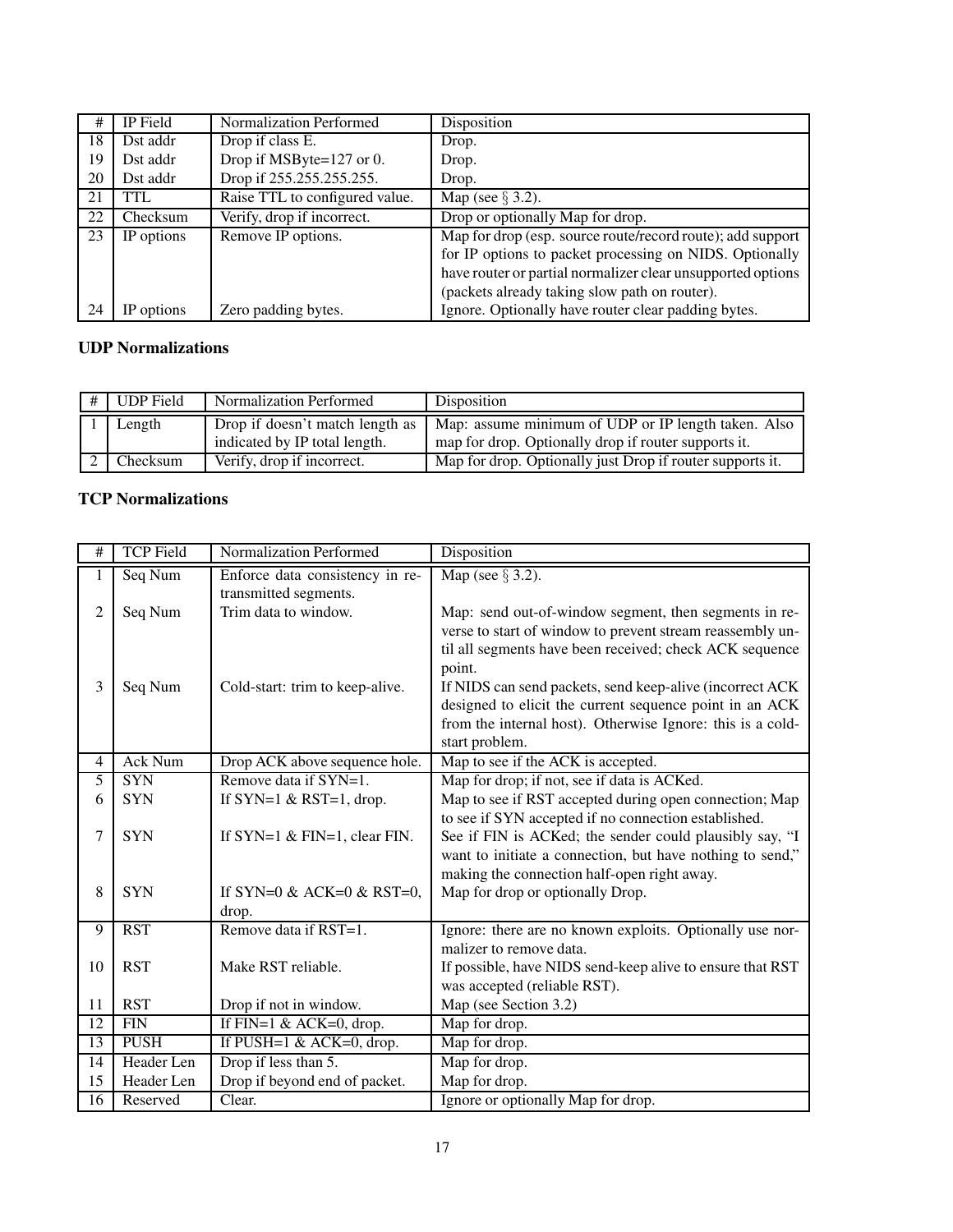| # | IP Field | Normalization Performed | Disposition |
|---|---|---|---|
| 18 | Dst addr | Drop if class E. | Drop. |
| 19 | Dst addr | Drop if MSByte=127 or 0. | Drop. |
| 20 | Dst addr | Drop if 255.255.255.255. | Drop. |
| 21 | TTL | Raise TTL to configured value. | Map (see § 3.2). |
| 22 | Checksum | Verify, drop if incorrect. | Drop or optionally Map for drop. |
| 23 | IP options | Remove IP options. | Map for drop (esp. source route/record route); add support for IP options to packet processing on NIDS. Optionally have router or partial normalizer clear unsupported options (packets already taking slow path on router). |
| 24 | IP options | Zero padding bytes. | Ignore. Optionally have router clear padding bytes. |

### UDP Normalizations

| # | UDP Field | Normalization Performed | Disposition |
|---|---|---|---|
| 1 | Length | Drop if doesn't match length as indicated by IP total length. | Map: assume minimum of UDP or IP length taken. Also map for drop. Optionally drop if router supports it. |
| 2 | Checksum | Verify, drop if incorrect. | Map for drop. Optionally just Drop if router supports it. |

### TCP Normalizations

| # | TCP Field | Normalization Performed | Disposition |
|---|---|---|---|
| 1 | Seq Num | Enforce data consistency in retransmitted segments. | Map (see § 3.2). |
| 2 | Seq Num | Trim data to window. | Map: send out-of-window segment, then segments in reverse to start of window to prevent stream reassembly until all segments have been received; check ACK sequence point. |
| 3 | Seq Num | Cold-start: trim to keep-alive. | If NIDS can send packets, send keep-alive (incorrect ACK designed to elicit the current sequence point in an ACK from the internal host). Otherwise Ignore: this is a cold-start problem. |
| 4 | Ack Num | Drop ACK above sequence hole. | Map to see if the ACK is accepted. |
| 5 | SYN | Remove data if SYN=1. | Map for drop; if not, see if data is ACKed. |
| 6 | SYN | If SYN=1 & RST=1, drop. | Map to see if RST accepted during open connection; Map to see if SYN accepted if no connection established. |
| 7 | SYN | If SYN=1 & FIN=1, clear FIN. | See if FIN is ACKed; the sender could plausibly say, "I want to initiate a connection, but have nothing to send," making the connection half-open right away. |
| 8 | SYN | If SYN=0 & ACK=0 & RST=0, drop. | Map for drop or optionally Drop. |
| 9 | RST | Remove data if RST=1. | Ignore: there are no known exploits. Optionally use normalizer to remove data. |
| 10 | RST | Make RST reliable. | If possible, have NIDS send-keep alive to ensure that RST was accepted (reliable RST). |
| 11 | RST | Drop if not in window. | Map (see Section 3.2) |
| 12 | FIN | If FIN=1 & ACK=0, drop. | Map for drop. |
| 13 | PUSH | If PUSH=1 & ACK=0, drop. | Map for drop. |
| 14 | Header Len | Drop if less than 5. | Map for drop. |
| 15 | Header Len | Drop if beyond end of packet. | Map for drop. |
| 16 | Reserved | Clear. | Ignore or optionally Map for drop. |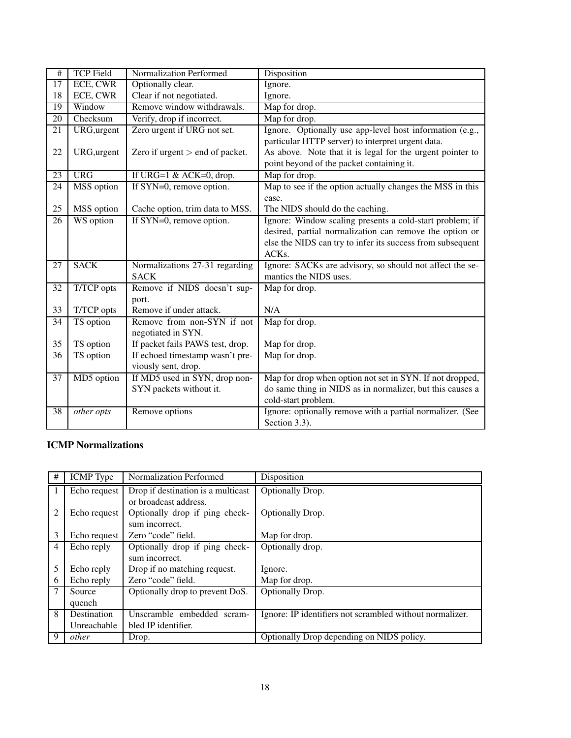| # | TCP Field | Normalization Performed | Disposition |
|---|---|---|---|
| 17 | ECE, CWR | Optionally clear. | Ignore. |
| 18 | ECE, CWR | Clear if not negotiated. | Ignore. |
| 19 | Window | Remove window withdrawals. | Map for drop. |
| 20 | Checksum | Verify, drop if incorrect. | Map for drop. |
| 21 | URG,urgent | Zero urgent if URG not set. | Ignore. Optionally use app-level host information (e.g., particular HTTP server) to interpret urgent data. |
| 22 | URG,urgent | Zero if urgent > end of packet. | As above. Note that it is legal for the urgent pointer to point beyond of the packet containing it. |
| 23 | URG | If URG=1 & ACK=0, drop. | Map for drop. |
| 24 | MSS option | If SYN=0, remove option. | Map to see if the option actually changes the MSS in this case. |
| 25 | MSS option | Cache option, trim data to MSS. | The NIDS should do the caching. |
| 26 | WS option | If SYN=0, remove option. | Ignore: Window scaling presents a cold-start problem; if desired, partial normalization can remove the option or else the NIDS can try to infer its success from subsequent ACKs. |
| 27 | SACK | Normalizations 27-31 regarding SACK | Ignore: SACKs are advisory, so should not affect the semantics the NIDS uses. |
| 32 | T/TCP opts | Remove if NIDS doesn't support. | Map for drop. |
| 33 | T/TCP opts | Remove if under attack. | N/A |
| 34 | TS option | Remove from non-SYN if not negotiated in SYN. | Map for drop. |
| 35 | TS option | If packet fails PAWS test, drop. | Map for drop. |
| 36 | TS option | If echoed timestamp wasn't previously sent, drop. | Map for drop. |
| 37 | MD5 option | If MD5 used in SYN, drop non-SYN packets without it. | Map for drop when option not set in SYN. If not dropped, do same thing in NIDS as in normalizer, but this causes a cold-start problem. |
| 38 | *other opts* | Remove options | Ignore: optionally remove with a partial normalizer. (See Section 3.3). |

### ICMP Normalizations

| # | ICMP Type | Normalization Performed | Disposition |
|---|---|---|---|
| 1 | Echo request | Drop if destination is a multicast or broadcast address. | Optionally Drop. |
| 2 | Echo request | Optionally drop if ping checksum incorrect. | Optionally Drop. |
| 3 | Echo request | Zero "code" field. | Map for drop. |
| 4 | Echo reply | Optionally drop if ping checksum incorrect. | Optionally drop. |
| 5 | Echo reply | Drop if no matching request. | Ignore. |
| 6 | Echo reply | Zero "code" field. | Map for drop. |
| 7 | Source quench | Optionally drop to prevent DoS. | Optionally Drop. |
| 8 | Destination Unreachable | Unscramble embedded scrambled IP identifier. | Ignore: IP identifiers not scrambled without normalizer. |
| 9 | *other* | Drop. | Optionally Drop depending on NIDS policy. |